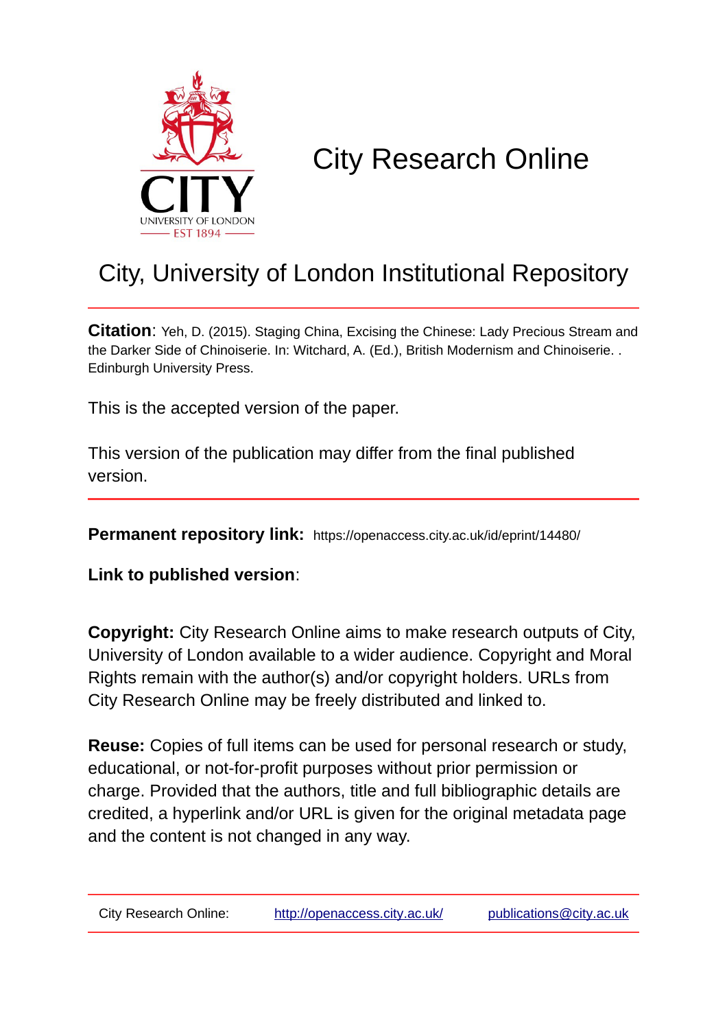# City Research Online

## City, University of London Institutional Repository

**Citation**: Yeh, D. (2015). Staging China, Excising the Chinese: Lady Precious Stream and the Darker Side of Chinoiserie. In: Witchard, A. (Ed.), British Modernism and Chinoiserie. . Edinburgh University Press.

This is the accepted version of the paper.

This version of the publication may differ from the final published version.

**Permanent repository link:** https://openaccess.city.ac.uk/id/eprint/14480/

**Link to published version**:

**Copyright:** City Research Online aims to make research outputs of City, University of London available to a wider audience. Copyright and Moral Rights remain with the author(s) and/or copyright holders. URLs from City Research Online may be freely distributed and linked to.

**Reuse:** Copies of full items can be used for personal research or study, educational, or not-for-profit purposes without prior permission or charge. Provided that the authors, title and full bibliographic details are credited, a hyperlink and/or URL is given for the original metadata page and the content is not changed in any way.

City Research Online: http://openaccess.city.ac.uk/ publications@city.ac.uk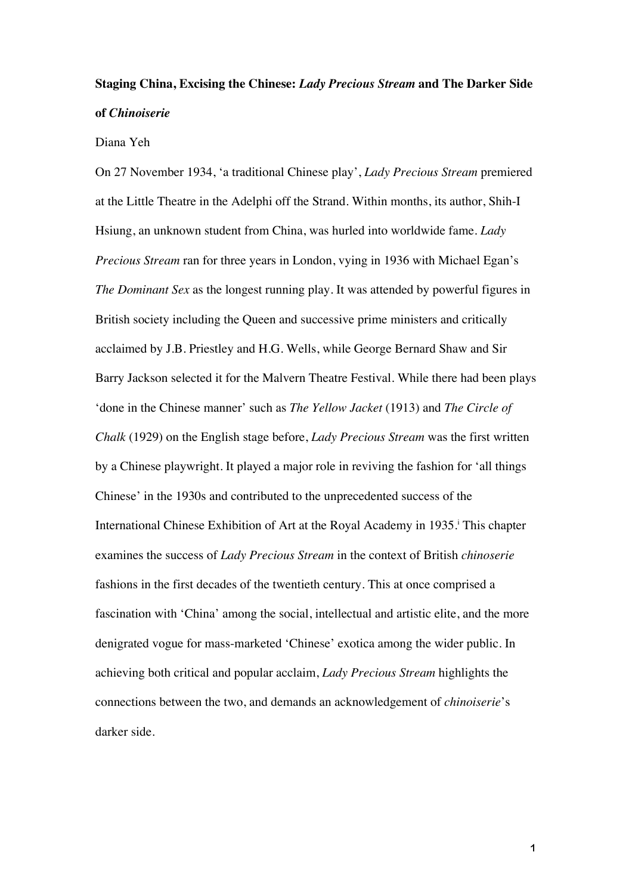**Staging China, Excising the Chinese: *Lady Precious Stream* and The Darker Side of *Chinoiserie***

Diana Yeh

On 27 November 1934, 'a traditional Chinese play', *Lady Precious Stream* premiered at the Little Theatre in the Adelphi off the Strand. Within months, its author, Shih-I Hsiung, an unknown student from China, was hurled into worldwide fame. *Lady Precious Stream* ran for three years in London, vying in 1936 with Michael Egan's *The Dominant Sex* as the longest running play. It was attended by powerful figures in British society including the Queen and successive prime ministers and critically acclaimed by J.B. Priestley and H.G. Wells, while George Bernard Shaw and Sir Barry Jackson selected it for the Malvern Theatre Festival. While there had been plays 'done in the Chinese manner' such as *The Yellow Jacket* (1913) and *The Circle of Chalk* (1929) on the English stage before, *Lady Precious Stream* was the first written by a Chinese playwright. It played a major role in reviving the fashion for 'all things Chinese' in the 1930s and contributed to the unprecedented success of the International Chinese Exhibition of Art at the Royal Academy in 1935.[i] This chapter examines the success of *Lady Precious Stream* in the context of British *chinoserie* fashions in the first decades of the twentieth century. This at once comprised a fascination with 'China' among the social, intellectual and artistic elite, and the more denigrated vogue for mass-marketed 'Chinese' exotica among the wider public. In achieving both critical and popular acclaim, *Lady Precious Stream* highlights the connections between the two, and demands an acknowledgement of *chinoiserie*'s darker side.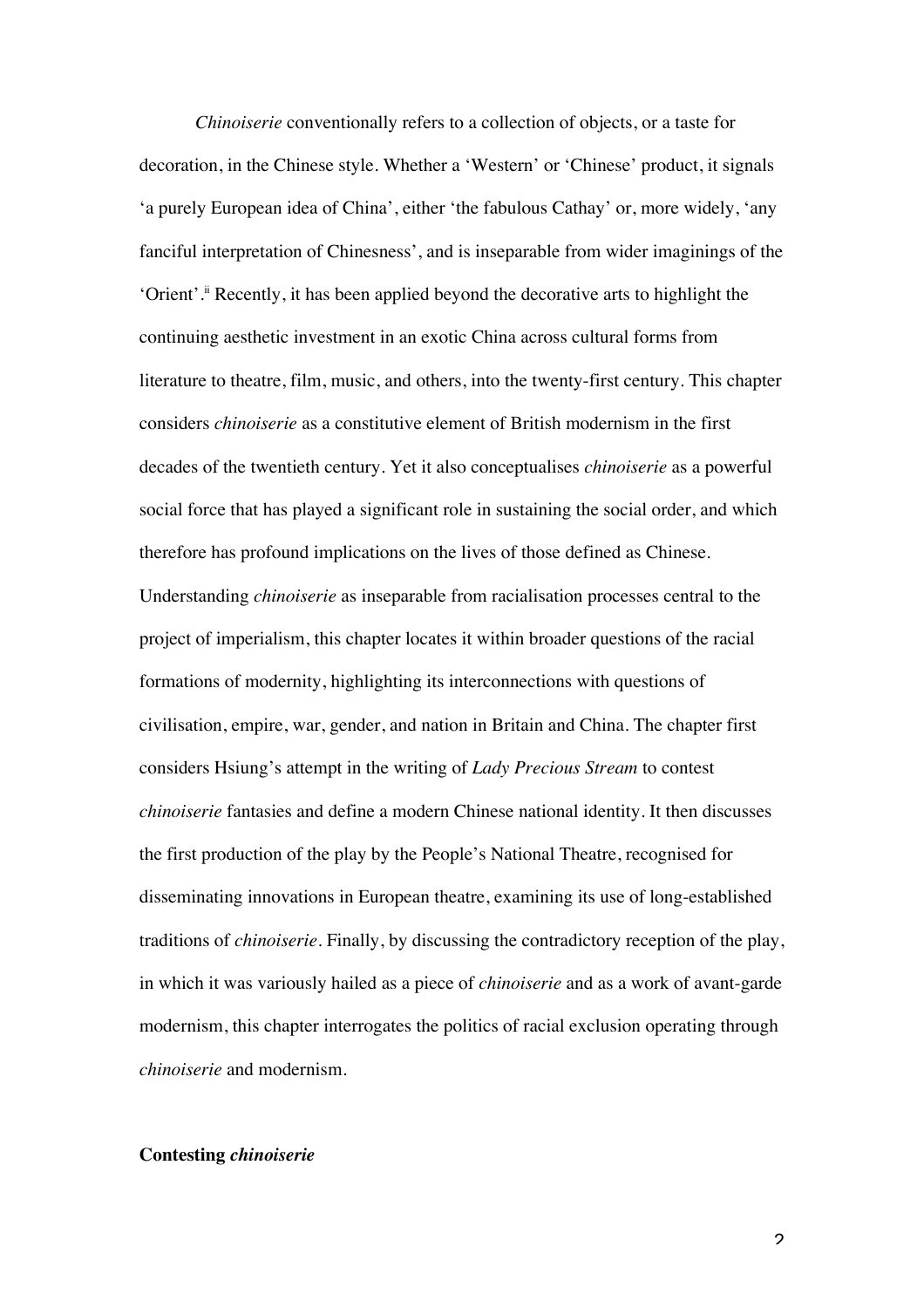*Chinoiserie* conventionally refers to a collection of objects, or a taste for decoration, in the Chinese style. Whether a 'Western' or 'Chinese' product, it signals 'a purely European idea of China', either 'the fabulous Cathay' or, more widely, 'any fanciful interpretation of Chineseness', and is inseparable from wider imaginings of the 'Orient'.[ii] Recently, it has been applied beyond the decorative arts to highlight the continuing aesthetic investment in an exotic China across cultural forms from literature to theatre, film, music, and others, into the twenty-first century. This chapter considers *chinoiserie* as a constitutive element of British modernism in the first decades of the twentieth century. Yet it also conceptualises *chinoiserie* as a powerful social force that has played a significant role in sustaining the social order, and which therefore has profound implications on the lives of those defined as Chinese. Understanding *chinoiserie* as inseparable from racialisation processes central to the project of imperialism, this chapter locates it within broader questions of the racial formations of modernity, highlighting its interconnections with questions of civilisation, empire, war, gender, and nation in Britain and China. The chapter first considers Hsiung's attempt in the writing of *Lady Precious Stream* to contest *chinoiserie* fantasies and define a modern Chinese national identity. It then discusses the first production of the play by the People's National Theatre, recognised for disseminating innovations in European theatre, examining its use of long-established traditions of *chinoiserie*. Finally, by discussing the contradictory reception of the play, in which it was variously hailed as a piece of *chinoiserie* and as a work of avant-garde modernism, this chapter interrogates the politics of racial exclusion operating through *chinoiserie* and modernism.

## Contesting *chinoiserie*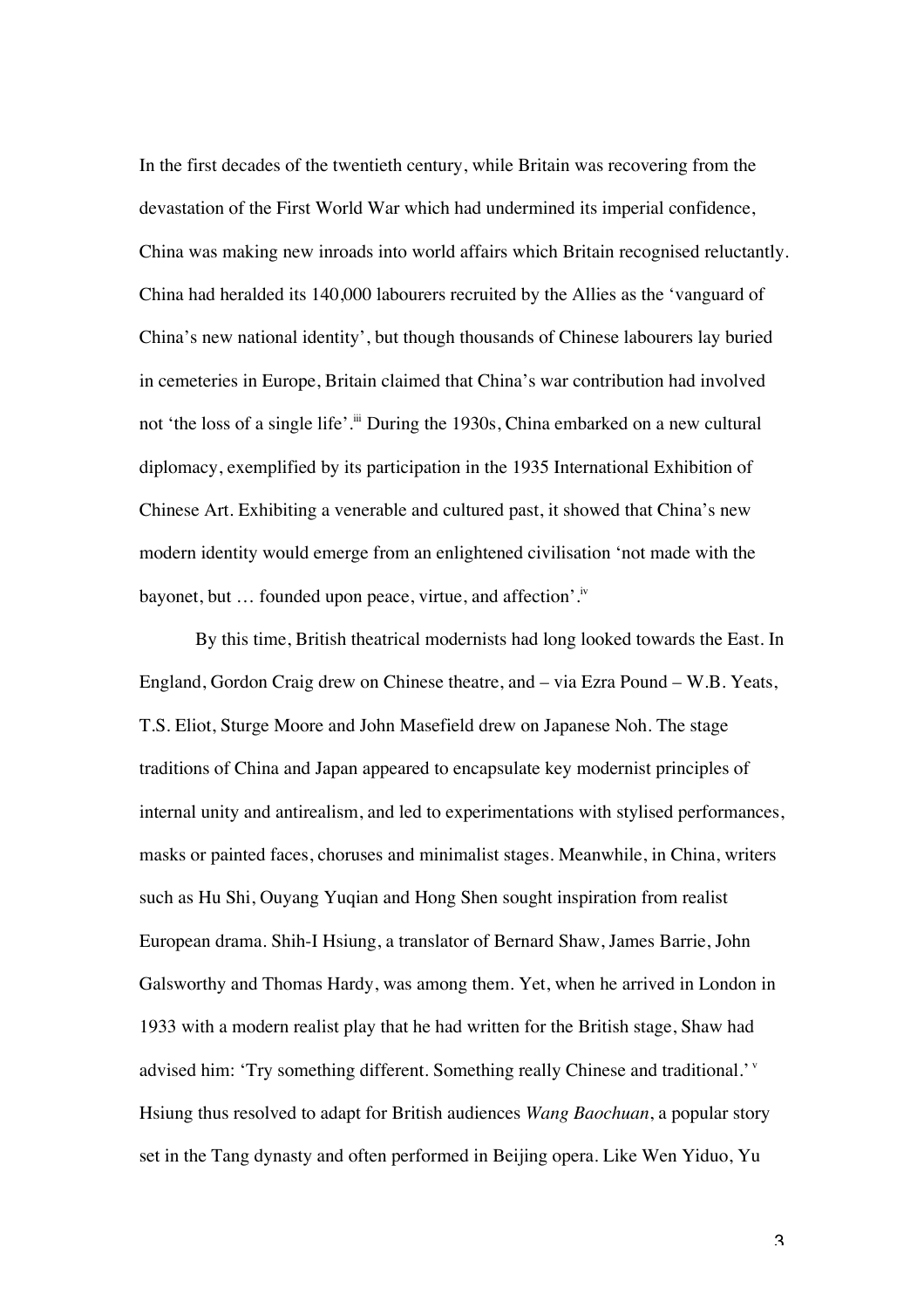In the first decades of the twentieth century, while Britain was recovering from the devastation of the First World War which had undermined its imperial confidence, China was making new inroads into world affairs which Britain recognised reluctantly. China had heralded its 140,000 labourers recruited by the Allies as the 'vanguard of China's new national identity', but though thousands of Chinese labourers lay buried in cemeteries in Europe, Britain claimed that China's war contribution had involved not 'the loss of a single life'.[iii] During the 1930s, China embarked on a new cultural diplomacy, exemplified by its participation in the 1935 International Exhibition of Chinese Art. Exhibiting a venerable and cultured past, it showed that China's new modern identity would emerge from an enlightened civilisation 'not made with the bayonet, but … founded upon peace, virtue, and affection'.[iv]

By this time, British theatrical modernists had long looked towards the East. In England, Gordon Craig drew on Chinese theatre, and – via Ezra Pound – W.B. Yeats, T.S. Eliot, Sturge Moore and John Masefield drew on Japanese Noh. The stage traditions of China and Japan appeared to encapsulate key modernist principles of internal unity and antirealism, and led to experimentations with stylised performances, masks or painted faces, choruses and minimalist stages. Meanwhile, in China, writers such as Hu Shi, Ouyang Yuqian and Hong Shen sought inspiration from realist European drama. Shih-I Hsiung, a translator of Bernard Shaw, James Barrie, John Galsworthy and Thomas Hardy, was among them. Yet, when he arrived in London in 1933 with a modern realist play that he had written for the British stage, Shaw had advised him: 'Try something different. Something really Chinese and traditional.'[v] Hsiung thus resolved to adapt for British audiences *Wang Baochuan*, a popular story set in the Tang dynasty and often performed in Beijing opera. Like Wen Yiduo, Yu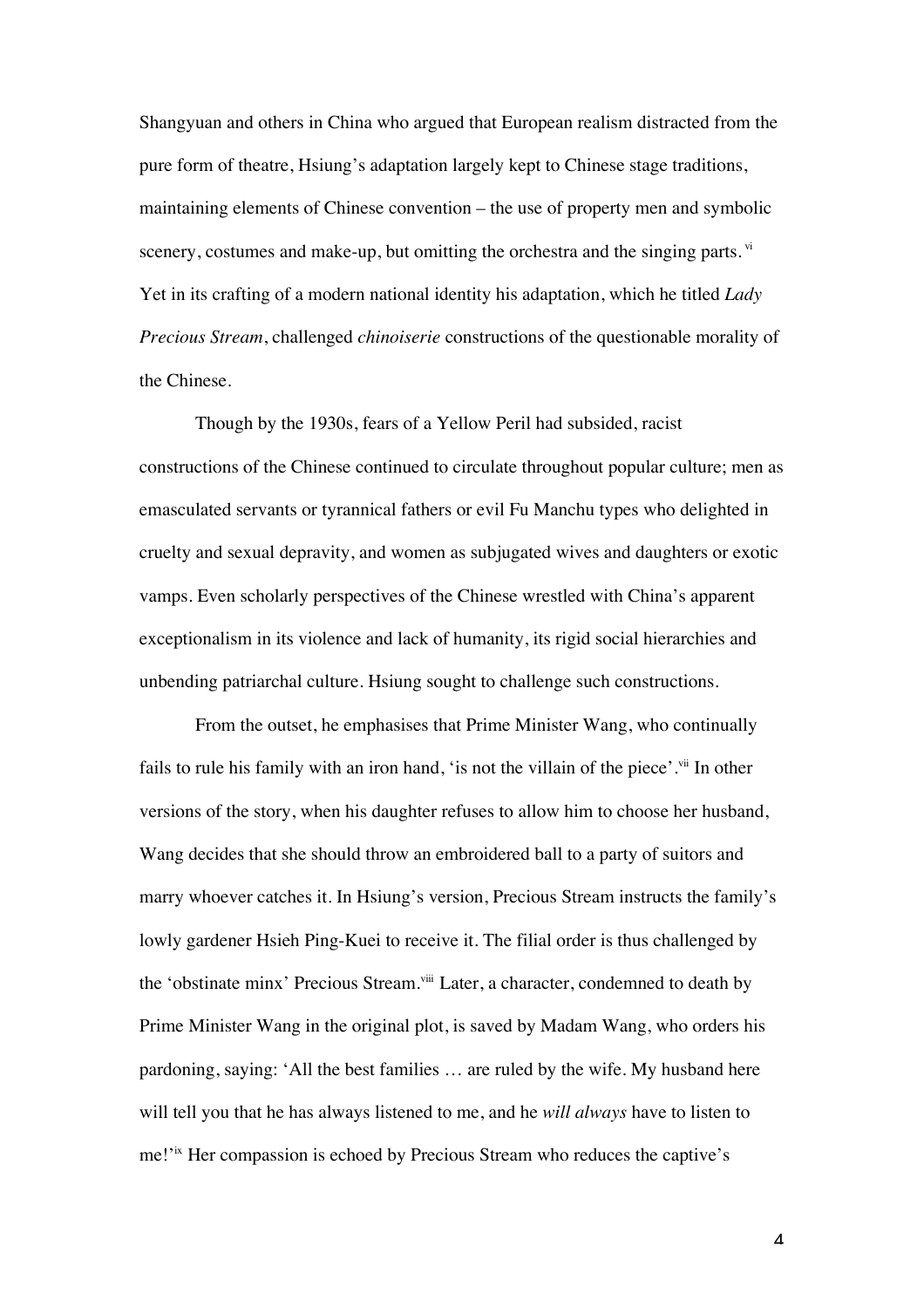Shangyuan and others in China who argued that European realism distracted from the pure form of theatre, Hsiung's adaptation largely kept to Chinese stage traditions, maintaining elements of Chinese convention – the use of property men and symbolic scenery, costumes and make-up, but omitting the orchestra and the singing parts.[vi] Yet in its crafting of a modern national identity his adaptation, which he titled *Lady Precious Stream*, challenged *chinoiserie* constructions of the questionable morality of the Chinese.

Though by the 1930s, fears of a Yellow Peril had subsided, racist constructions of the Chinese continued to circulate throughout popular culture; men as emasculated servants or tyrannical fathers or evil Fu Manchu types who delighted in cruelty and sexual depravity, and women as subjugated wives and daughters or exotic vamps. Even scholarly perspectives of the Chinese wrestled with China's apparent exceptionalism in its violence and lack of humanity, its rigid social hierarchies and unbending patriarchal culture. Hsiung sought to challenge such constructions.

From the outset, he emphasises that Prime Minister Wang, who continually fails to rule his family with an iron hand, 'is not the villain of the piece'.[vii] In other versions of the story, when his daughter refuses to allow him to choose her husband, Wang decides that she should throw an embroidered ball to a party of suitors and marry whoever catches it. In Hsiung's version, Precious Stream instructs the family's lowly gardener Hsieh Ping-Kuei to receive it. The filial order is thus challenged by the 'obstinate minx' Precious Stream.[viii] Later, a character, condemned to death by Prime Minister Wang in the original plot, is saved by Madam Wang, who orders his pardoning, saying: 'All the best families … are ruled by the wife. My husband here will tell you that he has always listened to me, and he *will always* have to listen to me!'[ix] Her compassion is echoed by Precious Stream who reduces the captive's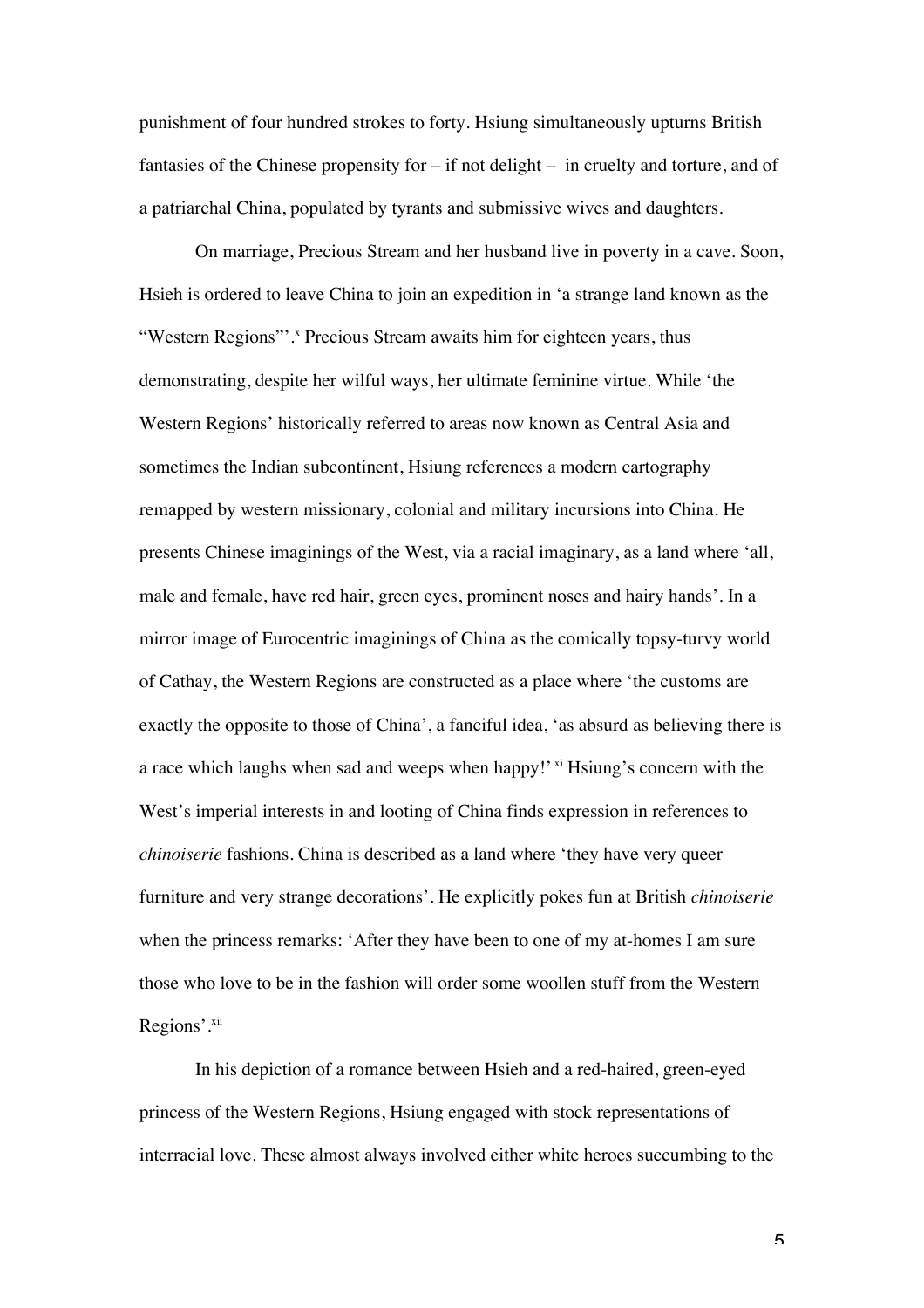punishment of four hundred strokes to forty. Hsiung simultaneously upturns British fantasies of the Chinese propensity for – if not delight – in cruelty and torture, and of a patriarchal China, populated by tyrants and submissive wives and daughters.

On marriage, Precious Stream and her husband live in poverty in a cave. Soon, Hsieh is ordered to leave China to join an expedition in 'a strange land known as the "Western Regions"'.[x] Precious Stream awaits him for eighteen years, thus demonstrating, despite her wilful ways, her ultimate feminine virtue. While 'the Western Regions' historically referred to areas now known as Central Asia and sometimes the Indian subcontinent, Hsiung references a modern cartography remapped by western missionary, colonial and military incursions into China. He presents Chinese imaginings of the West, via a racial imaginary, as a land where 'all, male and female, have red hair, green eyes, prominent noses and hairy hands'. In a mirror image of Eurocentric imaginings of China as the comically topsy-turvy world of Cathay, the Western Regions are constructed as a place where 'the customs are exactly the opposite to those of China', a fanciful idea, 'as absurd as believing there is a race which laughs when sad and weeps when happy!'[xi] Hsiung's concern with the West's imperial interests in and looting of China finds expression in references to *chinoiserie* fashions. China is described as a land where 'they have very queer furniture and very strange decorations'. He explicitly pokes fun at British *chinoiserie* when the princess remarks: 'After they have been to one of my at-homes I am sure those who love to be in the fashion will order some woollen stuff from the Western Regions'.[xii]

In his depiction of a romance between Hsieh and a red-haired, green-eyed princess of the Western Regions, Hsiung engaged with stock representations of interracial love. These almost always involved either white heroes succumbing to the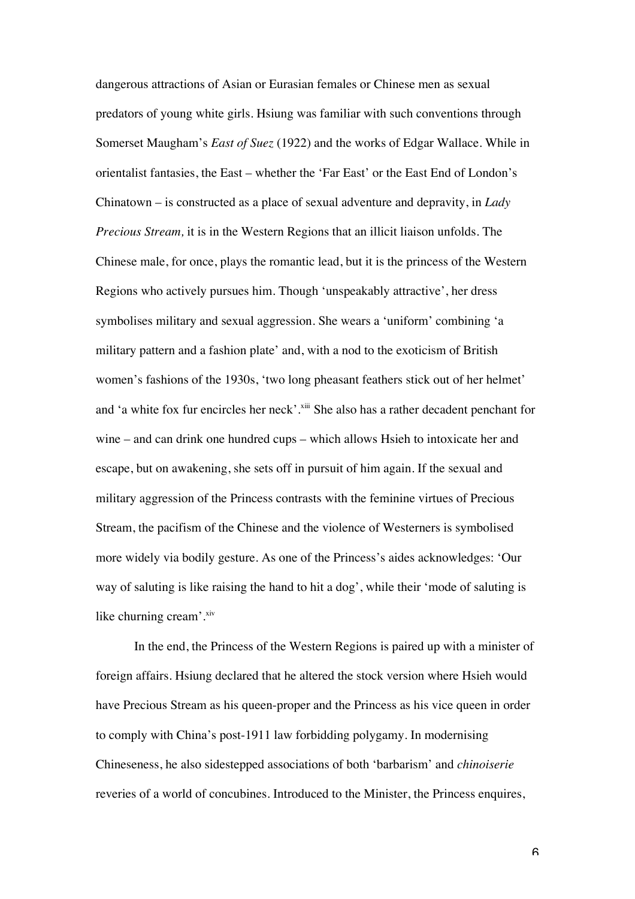dangerous attractions of Asian or Eurasian females or Chinese men as sexual predators of young white girls. Hsiung was familiar with such conventions through Somerset Maugham's *East of Suez* (1922) and the works of Edgar Wallace. While in orientalist fantasies, the East – whether the 'Far East' or the East End of London's Chinatown – is constructed as a place of sexual adventure and depravity, in *Lady Precious Stream,* it is in the Western Regions that an illicit liaison unfolds. The Chinese male, for once, plays the romantic lead, but it is the princess of the Western Regions who actively pursues him. Though 'unspeakably attractive', her dress symbolises military and sexual aggression. She wears a 'uniform' combining 'a military pattern and a fashion plate' and, with a nod to the exoticism of British women's fashions of the 1930s, 'two long pheasant feathers stick out of her helmet' and 'a white fox fur encircles her neck'.[xiii] She also has a rather decadent penchant for wine – and can drink one hundred cups – which allows Hsieh to intoxicate her and escape, but on awakening, she sets off in pursuit of him again. If the sexual and military aggression of the Princess contrasts with the feminine virtues of Precious Stream, the pacifism of the Chinese and the violence of Westerners is symbolised more widely via bodily gesture. As one of the Princess's aides acknowledges: 'Our way of saluting is like raising the hand to hit a dog', while their 'mode of saluting is like churning cream'.[xiv]

In the end, the Princess of the Western Regions is paired up with a minister of foreign affairs. Hsiung declared that he altered the stock version where Hsieh would have Precious Stream as his queen-proper and the Princess as his vice queen in order to comply with China's post-1911 law forbidding polygamy. In modernising Chineseness, he also sidestepped associations of both 'barbarism' and *chinoiserie* reveries of a world of concubines. Introduced to the Minister, the Princess enquires,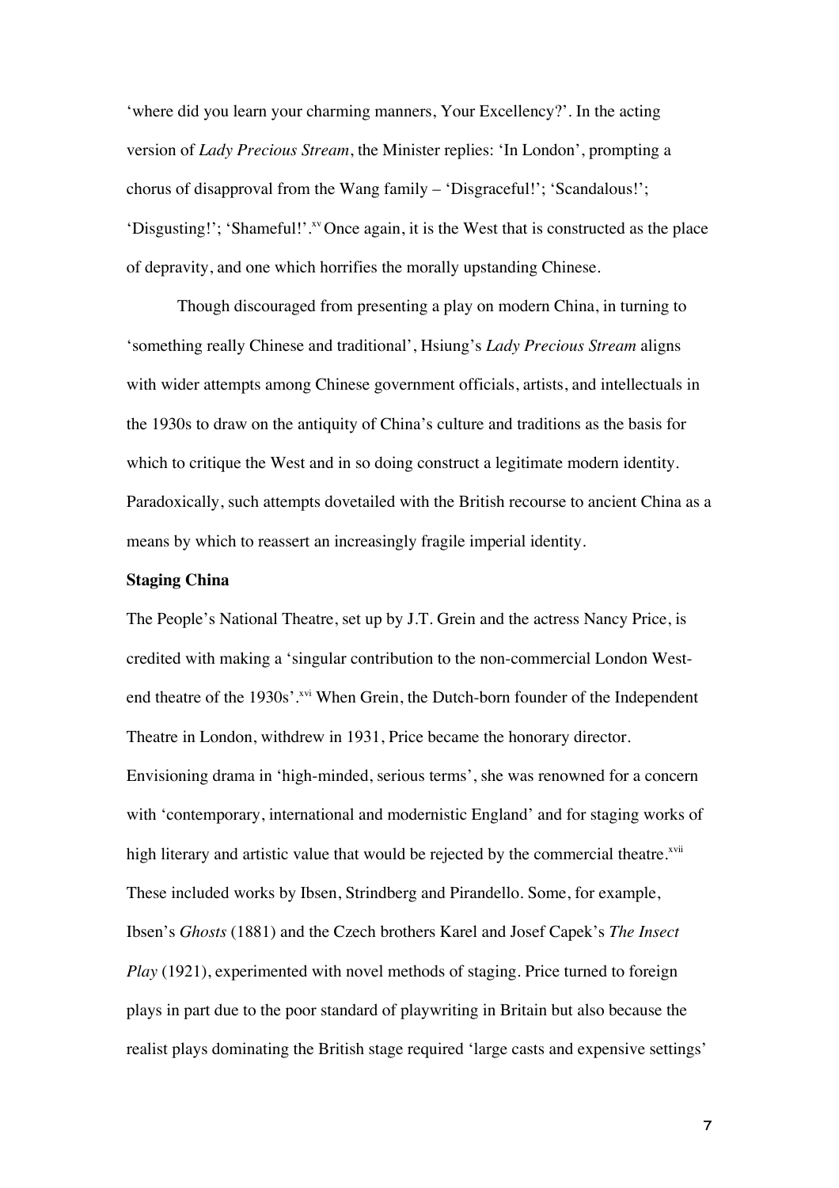'where did you learn your charming manners, Your Excellency?'. In the acting version of *Lady Precious Stream*, the Minister replies: 'In London', prompting a chorus of disapproval from the Wang family – 'Disgraceful!'; 'Scandalous!'; 'Disgusting!'; 'Shameful!'.[xv] Once again, it is the West that is constructed as the place of depravity, and one which horrifies the morally upstanding Chinese.

Though discouraged from presenting a play on modern China, in turning to 'something really Chinese and traditional', Hsiung's *Lady Precious Stream* aligns with wider attempts among Chinese government officials, artists, and intellectuals in the 1930s to draw on the antiquity of China's culture and traditions as the basis for which to critique the West and in so doing construct a legitimate modern identity. Paradoxically, such attempts dovetailed with the British recourse to ancient China as a means by which to reassert an increasingly fragile imperial identity.

**Staging China**

The People's National Theatre, set up by J.T. Grein and the actress Nancy Price, is credited with making a 'singular contribution to the non-commercial London West-end theatre of the 1930s'.[xvi] When Grein, the Dutch-born founder of the Independent Theatre in London, withdrew in 1931, Price became the honorary director. Envisioning drama in 'high-minded, serious terms', she was renowned for a concern with 'contemporary, international and modernistic England' and for staging works of high literary and artistic value that would be rejected by the commercial theatre.[xvii] These included works by Ibsen, Strindberg and Pirandello. Some, for example, Ibsen's *Ghosts* (1881) and the Czech brothers Karel and Josef Capek's *The Insect Play* (1921), experimented with novel methods of staging. Price turned to foreign plays in part due to the poor standard of playwriting in Britain but also because the realist plays dominating the British stage required 'large casts and expensive settings'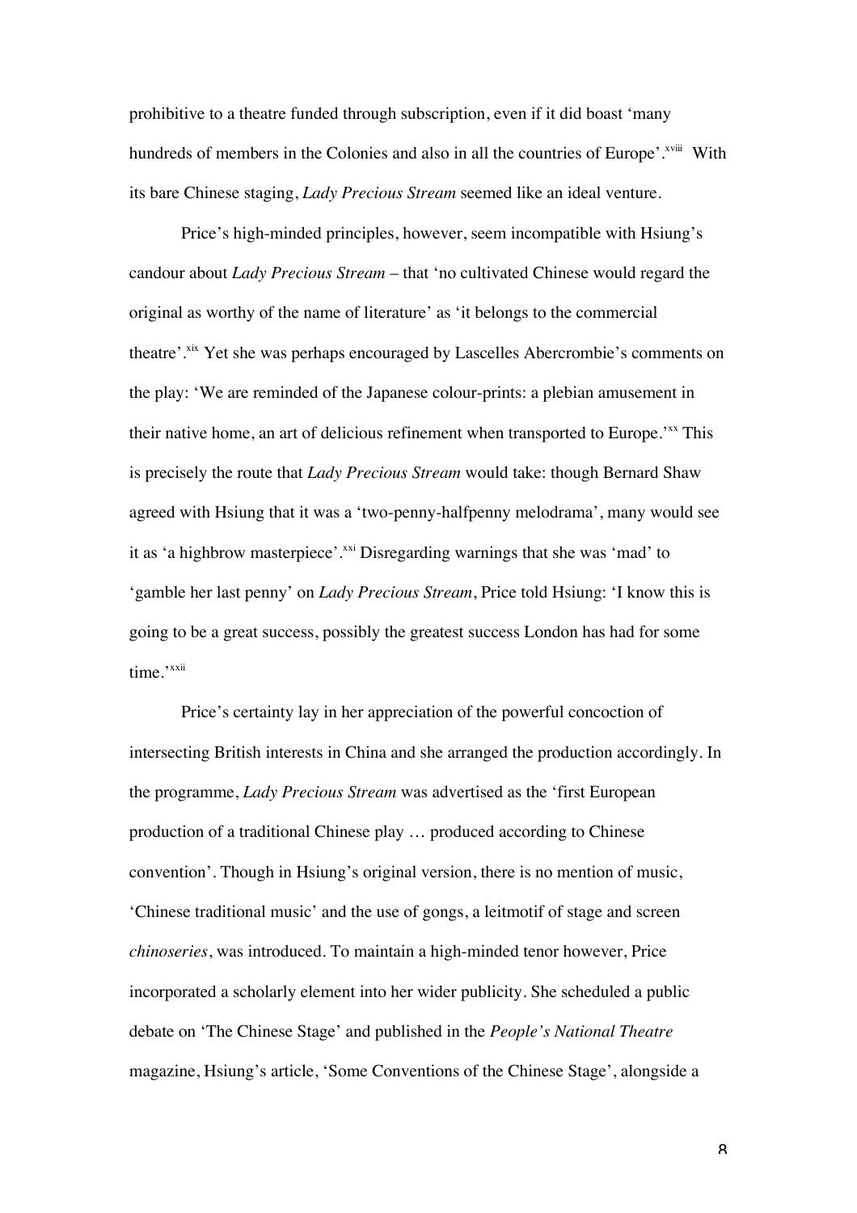prohibitive to a theatre funded through subscription, even if it did boast 'many hundreds of members in the Colonies and also in all the countries of Europe'.[xviii] With its bare Chinese staging, *Lady Precious Stream* seemed like an ideal venture.

Price's high-minded principles, however, seem incompatible with Hsiung's candour about *Lady Precious Stream* – that 'no cultivated Chinese would regard the original as worthy of the name of literature' as 'it belongs to the commercial theatre'.[xix] Yet she was perhaps encouraged by Lascelles Abercrombie's comments on the play: 'We are reminded of the Japanese colour-prints: a plebian amusement in their native home, an art of delicious refinement when transported to Europe.'[xx] This is precisely the route that *Lady Precious Stream* would take: though Bernard Shaw agreed with Hsiung that it was a 'two-penny-halfpenny melodrama', many would see it as 'a highbrow masterpiece'.[xxi] Disregarding warnings that she was 'mad' to 'gamble her last penny' on *Lady Precious Stream*, Price told Hsiung: 'I know this is going to be a great success, possibly the greatest success London has had for some time.'[xxii]

Price's certainty lay in her appreciation of the powerful concoction of intersecting British interests in China and she arranged the production accordingly. In the programme, *Lady Precious Stream* was advertised as the 'first European production of a traditional Chinese play … produced according to Chinese convention'. Though in Hsiung's original version, there is no mention of music, 'Chinese traditional music' and the use of gongs, a leitmotif of stage and screen *chinoseries*, was introduced. To maintain a high-minded tenor however, Price incorporated a scholarly element into her wider publicity. She scheduled a public debate on 'The Chinese Stage' and published in the *People's National Theatre* magazine, Hsiung's article, 'Some Conventions of the Chinese Stage', alongside a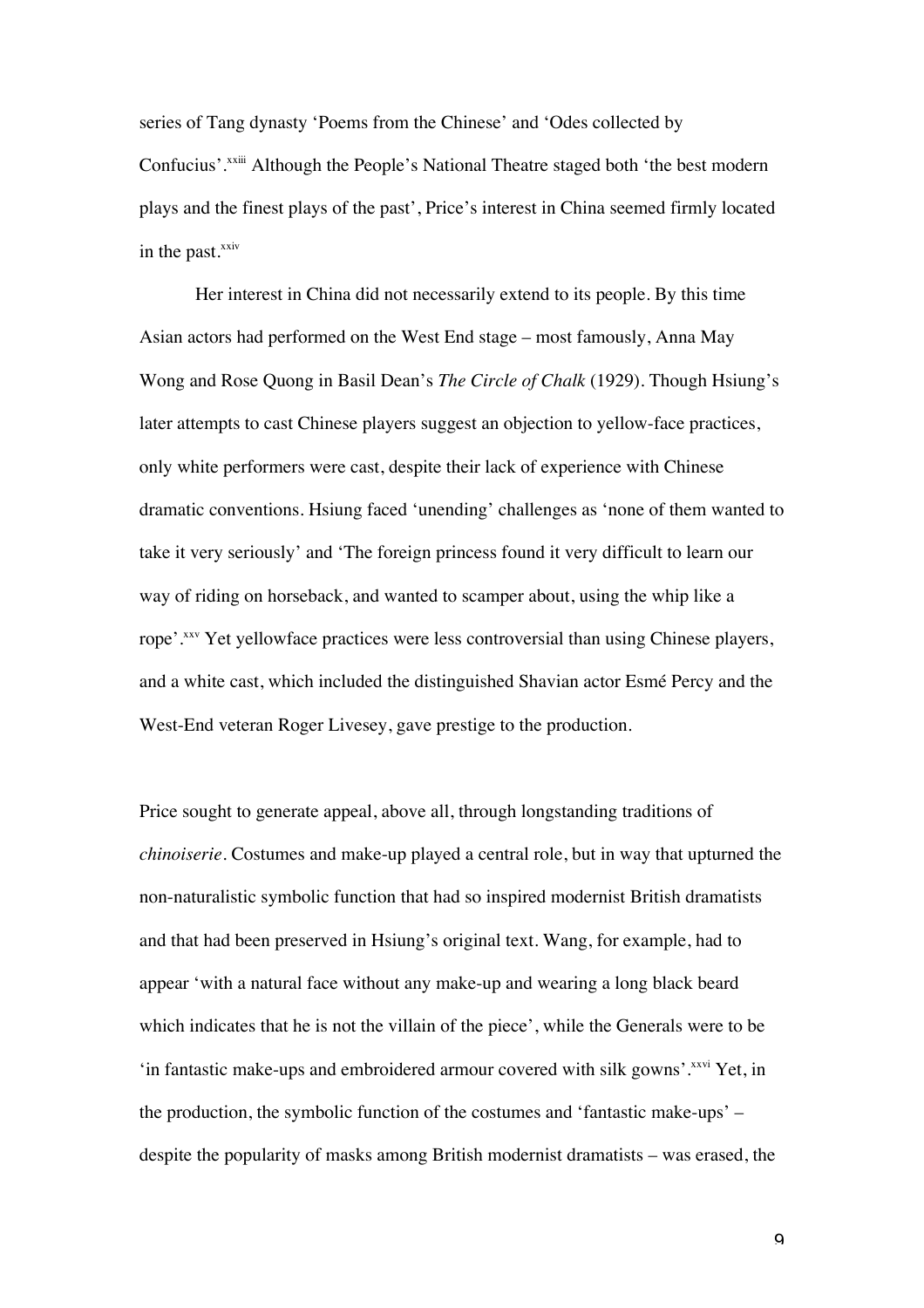series of Tang dynasty 'Poems from the Chinese' and 'Odes collected by Confucius'.[xxiii] Although the People's National Theatre staged both 'the best modern plays and the finest plays of the past', Price's interest in China seemed firmly located in the past.[xxiv]

Her interest in China did not necessarily extend to its people. By this time Asian actors had performed on the West End stage – most famously, Anna May Wong and Rose Quong in Basil Dean's *The Circle of Chalk* (1929). Though Hsiung's later attempts to cast Chinese players suggest an objection to yellow-face practices, only white performers were cast, despite their lack of experience with Chinese dramatic conventions. Hsiung faced 'unending' challenges as 'none of them wanted to take it very seriously' and 'The foreign princess found it very difficult to learn our way of riding on horseback, and wanted to scamper about, using the whip like a rope'.[xxv] Yet yellowface practices were less controversial than using Chinese players, and a white cast, which included the distinguished Shavian actor Esmé Percy and the West-End veteran Roger Livesey, gave prestige to the production.

Price sought to generate appeal, above all, through longstanding traditions of *chinoiserie*. Costumes and make-up played a central role, but in way that upturned the non-naturalistic symbolic function that had so inspired modernist British dramatists and that had been preserved in Hsiung's original text. Wang, for example, had to appear 'with a natural face without any make-up and wearing a long black beard which indicates that he is not the villain of the piece', while the Generals were to be 'in fantastic make-ups and embroidered armour covered with silk gowns'.[xxvi] Yet, in the production, the symbolic function of the costumes and 'fantastic make-ups' – despite the popularity of masks among British modernist dramatists – was erased, the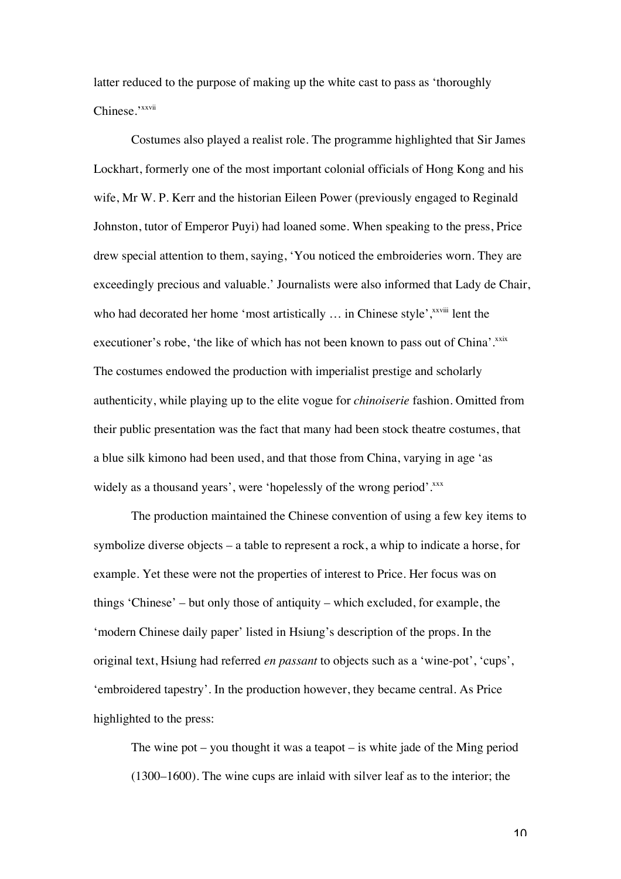latter reduced to the purpose of making up the white cast to pass as 'thoroughly Chinese.'[xxvii]

Costumes also played a realist role. The programme highlighted that Sir James Lockhart, formerly one of the most important colonial officials of Hong Kong and his wife, Mr W. P. Kerr and the historian Eileen Power (previously engaged to Reginald Johnston, tutor of Emperor Puyi) had loaned some. When speaking to the press, Price drew special attention to them, saying, 'You noticed the embroideries worn. They are exceedingly precious and valuable.' Journalists were also informed that Lady de Chair, who had decorated her home 'most artistically … in Chinese style',[xxviii] lent the executioner's robe, 'the like of which has not been known to pass out of China'.[xxix] The costumes endowed the production with imperialist prestige and scholarly authenticity, while playing up to the elite vogue for *chinoiserie* fashion. Omitted from their public presentation was the fact that many had been stock theatre costumes, that a blue silk kimono had been used, and that those from China, varying in age 'as widely as a thousand years', were 'hopelessly of the wrong period'.[xxx]

The production maintained the Chinese convention of using a few key items to symbolize diverse objects – a table to represent a rock, a whip to indicate a horse, for example. Yet these were not the properties of interest to Price. Her focus was on things 'Chinese' – but only those of antiquity – which excluded, for example, the 'modern Chinese daily paper' listed in Hsiung's description of the props. In the original text, Hsiung had referred *en passant* to objects such as a 'wine-pot', 'cups', 'embroidered tapestry'. In the production however, they became central. As Price highlighted to the press:

> The wine pot – you thought it was a teapot – is white jade of the Ming period (1300–1600). The wine cups are inlaid with silver leaf as to the interior; the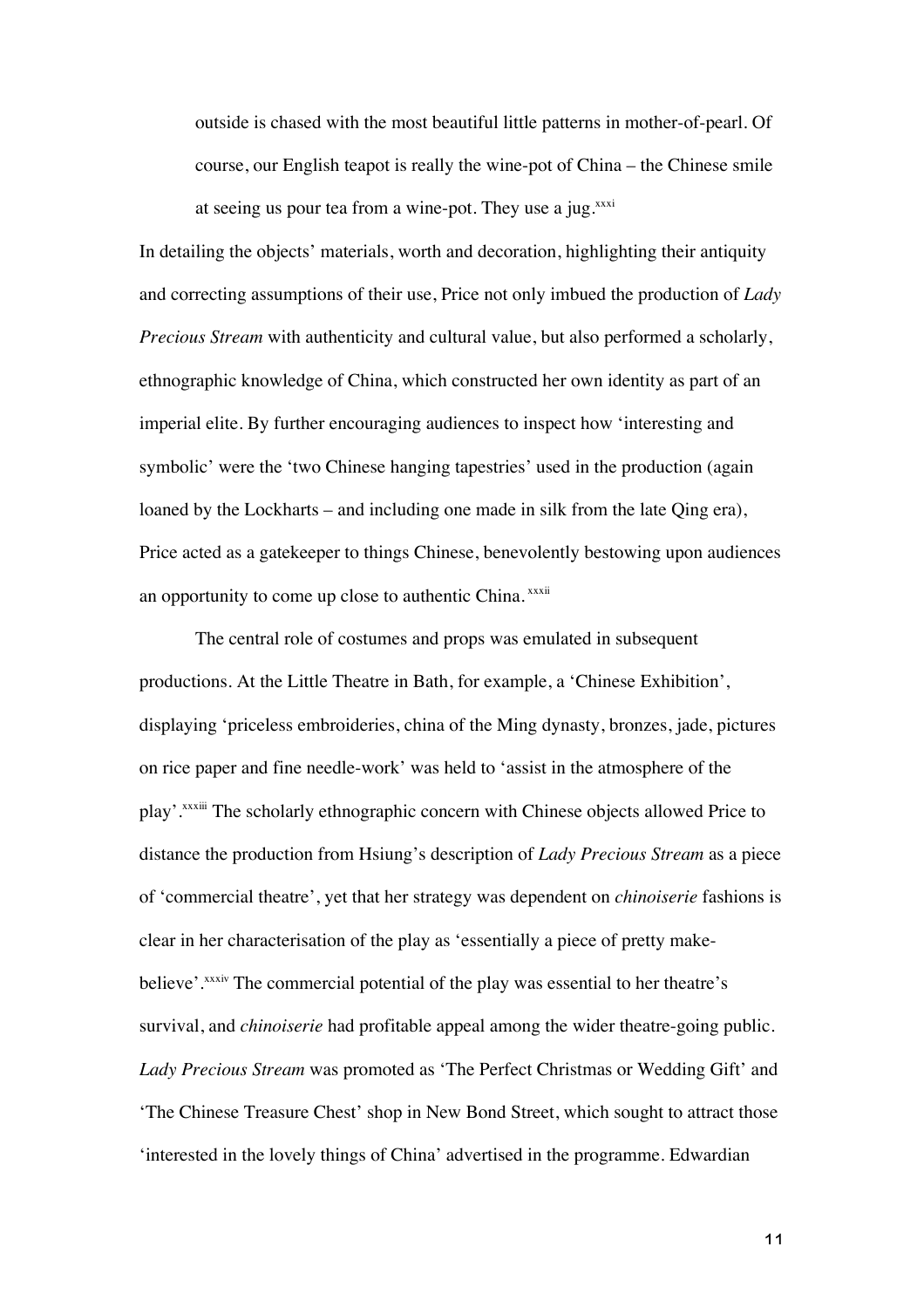> outside is chased with the most beautiful little patterns in mother-of-pearl. Of course, our English teapot is really the wine-pot of China – the Chinese smile at seeing us pour tea from a wine-pot. They use a jug.[xxxi]

In detailing the objects' materials, worth and decoration, highlighting their antiquity and correcting assumptions of their use, Price not only imbued the production of *Lady Precious Stream* with authenticity and cultural value, but also performed a scholarly, ethnographic knowledge of China, which constructed her own identity as part of an imperial elite. By further encouraging audiences to inspect how 'interesting and symbolic' were the 'two Chinese hanging tapestries' used in the production (again loaned by the Lockharts – and including one made in silk from the late Qing era), Price acted as a gatekeeper to things Chinese, benevolently bestowing upon audiences an opportunity to come up close to authentic China.[xxxii]

The central role of costumes and props was emulated in subsequent productions. At the Little Theatre in Bath, for example, a 'Chinese Exhibition', displaying 'priceless embroideries, china of the Ming dynasty, bronzes, jade, pictures on rice paper and fine needle-work' was held to 'assist in the atmosphere of the play'.[xxxiii] The scholarly ethnographic concern with Chinese objects allowed Price to distance the production from Hsiung's description of *Lady Precious Stream* as a piece of 'commercial theatre', yet that her strategy was dependent on *chinoiserie* fashions is clear in her characterisation of the play as 'essentially a piece of pretty make-believe'.[xxxiv] The commercial potential of the play was essential to her theatre's survival, and *chinoiserie* had profitable appeal among the wider theatre-going public. *Lady Precious Stream* was promoted as 'The Perfect Christmas or Wedding Gift' and 'The Chinese Treasure Chest' shop in New Bond Street, which sought to attract those 'interested in the lovely things of China' advertised in the programme. Edwardian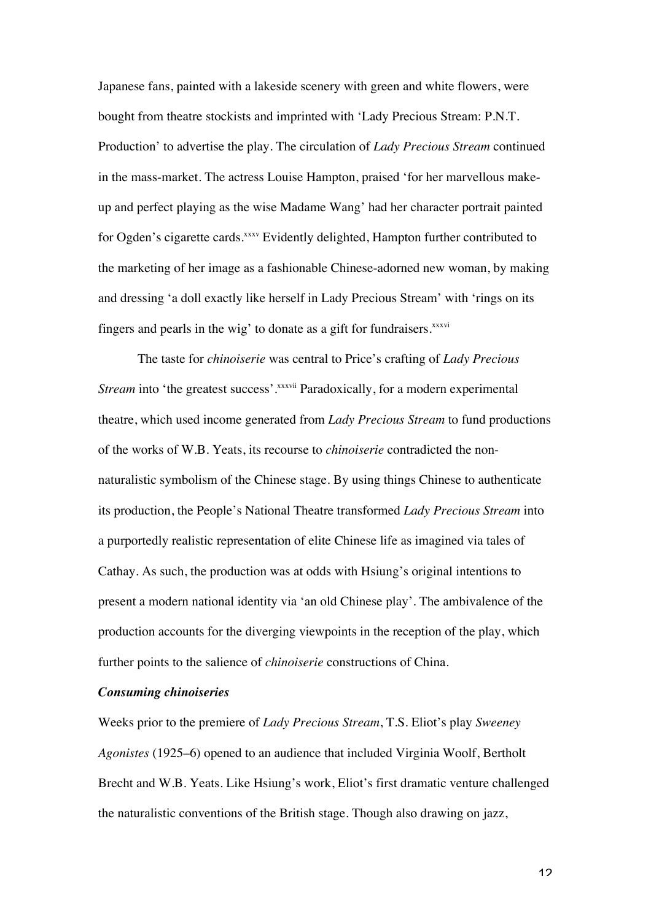Japanese fans, painted with a lakeside scenery with green and white flowers, were bought from theatre stockists and imprinted with 'Lady Precious Stream: P.N.T. Production' to advertise the play. The circulation of *Lady Precious Stream* continued in the mass-market. The actress Louise Hampton, praised 'for her marvellous make-up and perfect playing as the wise Madame Wang' had her character portrait painted for Ogden's cigarette cards.[xxxv] Evidently delighted, Hampton further contributed to the marketing of her image as a fashionable Chinese-adorned new woman, by making and dressing 'a doll exactly like herself in Lady Precious Stream' with 'rings on its fingers and pearls in the wig' to donate as a gift for fundraisers.[xxxvi]

The taste for *chinoiserie* was central to Price's crafting of *Lady Precious Stream* into 'the greatest success'.[xxxvii] Paradoxically, for a modern experimental theatre, which used income generated from *Lady Precious Stream* to fund productions of the works of W.B. Yeats, its recourse to *chinoiserie* contradicted the non-naturalistic symbolism of the Chinese stage. By using things Chinese to authenticate its production, the People's National Theatre transformed *Lady Precious Stream* into a purportedly realistic representation of elite Chinese life as imagined via tales of Cathay. As such, the production was at odds with Hsiung's original intentions to present a modern national identity via 'an old Chinese play'. The ambivalence of the production accounts for the diverging viewpoints in the reception of the play, which further points to the salience of *chinoiserie* constructions of China.

***Consuming chinoiseries***

Weeks prior to the premiere of *Lady Precious Stream*, T.S. Eliot's play *Sweeney Agonistes* (1925–6) opened to an audience that included Virginia Woolf, Bertholt Brecht and W.B. Yeats. Like Hsiung's work, Eliot's first dramatic venture challenged the naturalistic conventions of the British stage. Though also drawing on jazz,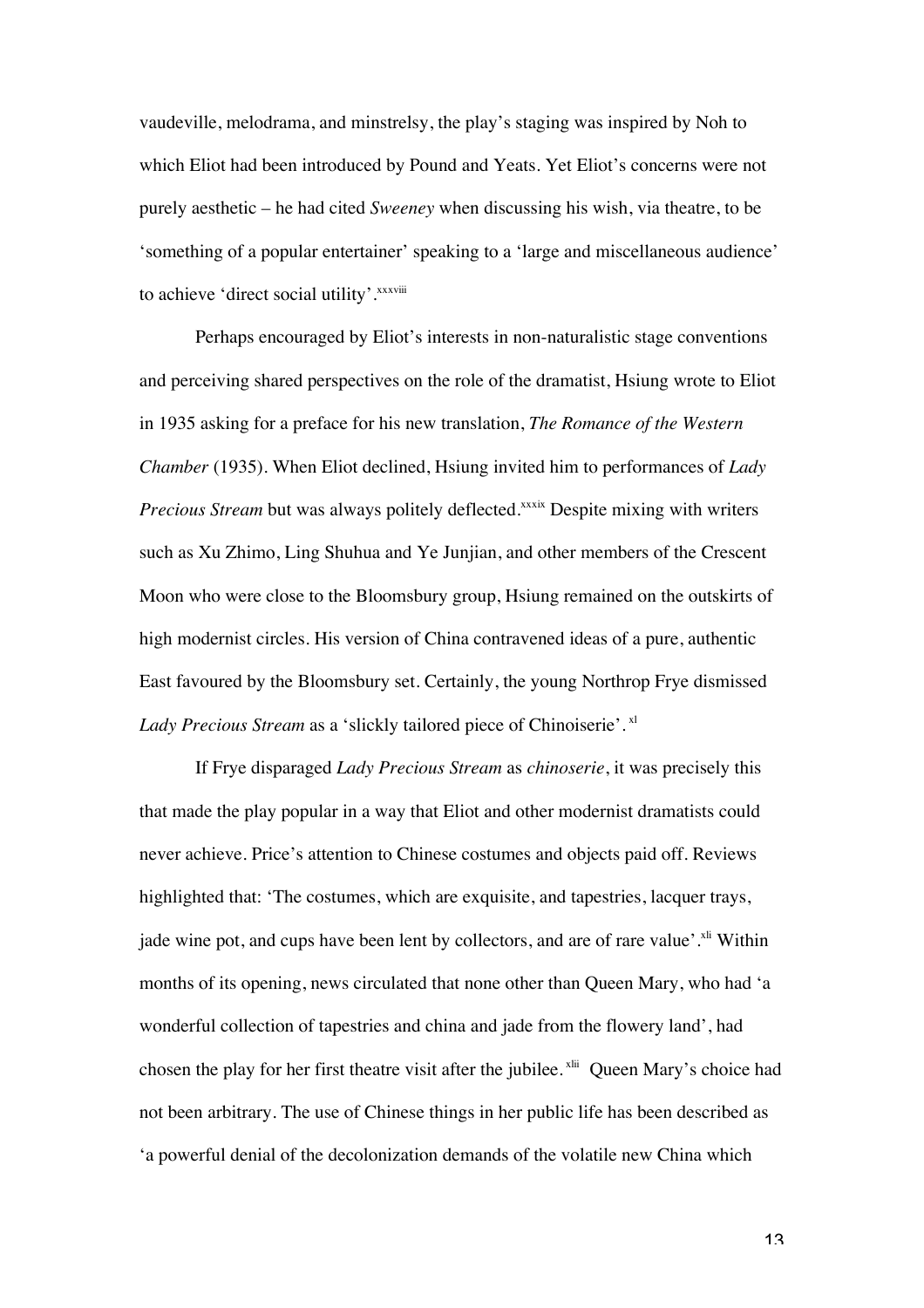vaudeville, melodrama, and minstrelsy, the play's staging was inspired by Noh to which Eliot had been introduced by Pound and Yeats. Yet Eliot's concerns were not purely aesthetic – he had cited *Sweeney* when discussing his wish, via theatre, to be 'something of a popular entertainer' speaking to a 'large and miscellaneous audience' to achieve 'direct social utility'.[xxxviii]

Perhaps encouraged by Eliot's interests in non-naturalistic stage conventions and perceiving shared perspectives on the role of the dramatist, Hsiung wrote to Eliot in 1935 asking for a preface for his new translation, *The Romance of the Western Chamber* (1935). When Eliot declined, Hsiung invited him to performances of *Lady Precious Stream* but was always politely deflected.[xxxix] Despite mixing with writers such as Xu Zhimo, Ling Shuhua and Ye Junjian, and other members of the Crescent Moon who were close to the Bloomsbury group, Hsiung remained on the outskirts of high modernist circles. His version of China contravened ideas of a pure, authentic East favoured by the Bloomsbury set. Certainly, the young Northrop Frye dismissed *Lady Precious Stream* as a 'slickly tailored piece of Chinoiserie'.[xl]

If Frye disparaged *Lady Precious Stream* as *chinoserie*, it was precisely this that made the play popular in a way that Eliot and other modernist dramatists could never achieve. Price's attention to Chinese costumes and objects paid off. Reviews highlighted that: 'The costumes, which are exquisite, and tapestries, lacquer trays, jade wine pot, and cups have been lent by collectors, and are of rare value'.[xli] Within months of its opening, news circulated that none other than Queen Mary, who had 'a wonderful collection of tapestries and china and jade from the flowery land', had chosen the play for her first theatre visit after the jubilee.[xlii] Queen Mary's choice had not been arbitrary. The use of Chinese things in her public life has been described as 'a powerful denial of the decolonization demands of the volatile new China which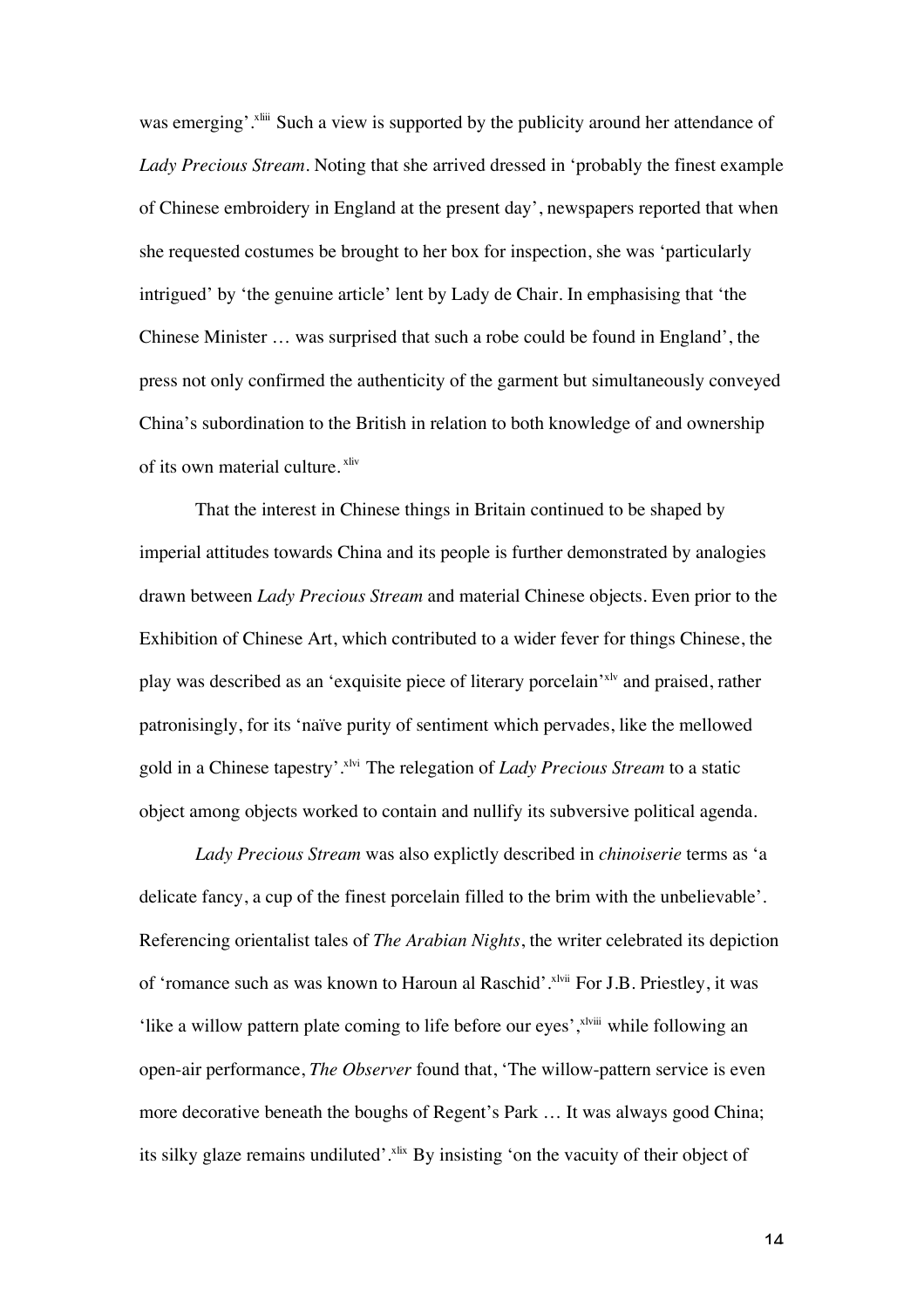was emerging'.[xliii] Such a view is supported by the publicity around her attendance of *Lady Precious Stream*. Noting that she arrived dressed in 'probably the finest example of Chinese embroidery in England at the present day', newspapers reported that when she requested costumes be brought to her box for inspection, she was 'particularly intrigued' by 'the genuine article' lent by Lady de Chair. In emphasising that 'the Chinese Minister … was surprised that such a robe could be found in England', the press not only confirmed the authenticity of the garment but simultaneously conveyed China's subordination to the British in relation to both knowledge of and ownership of its own material culture.[xliv]

That the interest in Chinese things in Britain continued to be shaped by imperial attitudes towards China and its people is further demonstrated by analogies drawn between *Lady Precious Stream* and material Chinese objects. Even prior to the Exhibition of Chinese Art, which contributed to a wider fever for things Chinese, the play was described as an 'exquisite piece of literary porcelain'[xlv] and praised, rather patronisingly, for its 'naïve purity of sentiment which pervades, like the mellowed gold in a Chinese tapestry'.[xlvi] The relegation of *Lady Precious Stream* to a static object among objects worked to contain and nullify its subversive political agenda.

*Lady Precious Stream* was also explictly described in *chinoiserie* terms as 'a delicate fancy, a cup of the finest porcelain filled to the brim with the unbelievable'. Referencing orientalist tales of *The Arabian Nights*, the writer celebrated its depiction of 'romance such as was known to Haroun al Raschid'.[xlvii] For J.B. Priestley, it was 'like a willow pattern plate coming to life before our eyes',[xlviii] while following an open-air performance, *The Observer* found that, 'The willow-pattern service is even more decorative beneath the boughs of Regent's Park … It was always good China; its silky glaze remains undiluted'.[xlix] By insisting 'on the vacuity of their object of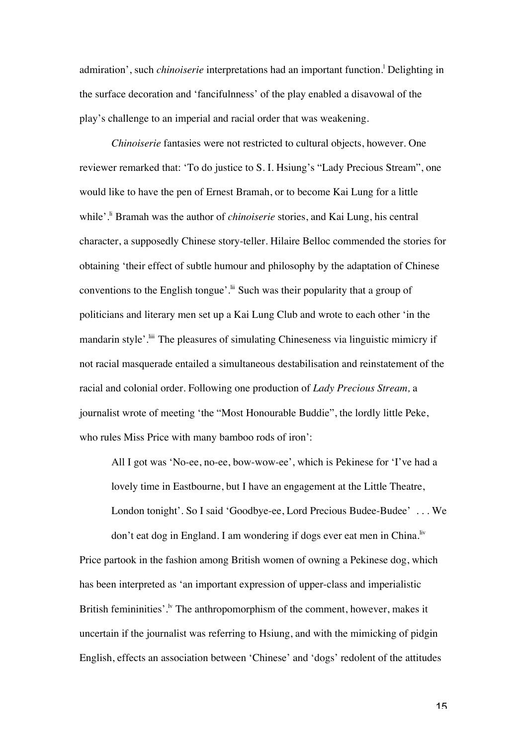admiration', such *chinoiserie* interpretations had an important function.[l] Delighting in the surface decoration and 'fancifulness' of the play enabled a disavowal of the play's challenge to an imperial and racial order that was weakening.

*Chinoiserie* fantasies were not restricted to cultural objects, however. One reviewer remarked that: 'To do justice to S. I. Hsiung's "Lady Precious Stream", one would like to have the pen of Ernest Bramah, or to become Kai Lung for a little while'.[li] Bramah was the author of *chinoiserie* stories, and Kai Lung, his central character, a supposedly Chinese story-teller. Hilaire Belloc commended the stories for obtaining 'their effect of subtle humour and philosophy by the adaptation of Chinese conventions to the English tongue'.[lii] Such was their popularity that a group of politicians and literary men set up a Kai Lung Club and wrote to each other 'in the mandarin style'.[liii] The pleasures of simulating Chineseness via linguistic mimicry if not racial masquerade entailed a simultaneous destabilisation and reinstatement of the racial and colonial order. Following one production of *Lady Precious Stream,* a journalist wrote of meeting 'the "Most Honourable Buddie", the lordly little Peke, who rules Miss Price with many bamboo rods of iron':

> All I got was 'No-ee, no-ee, bow-wow-ee', which is Pekinese for 'I've had a lovely time in Eastbourne, but I have an engagement at the Little Theatre, London tonight'. So I said 'Goodbye-ee, Lord Precious Budee-Budee' . . . We don't eat dog in England. I am wondering if dogs ever eat men in China.[liv]

Price partook in the fashion among British women of owning a Pekinese dog, which has been interpreted as 'an important expression of upper-class and imperialistic British femininities'.[lv] The anthropomorphism of the comment, however, makes it uncertain if the journalist was referring to Hsiung, and with the mimicking of pidgin English, effects an association between 'Chinese' and 'dogs' redolent of the attitudes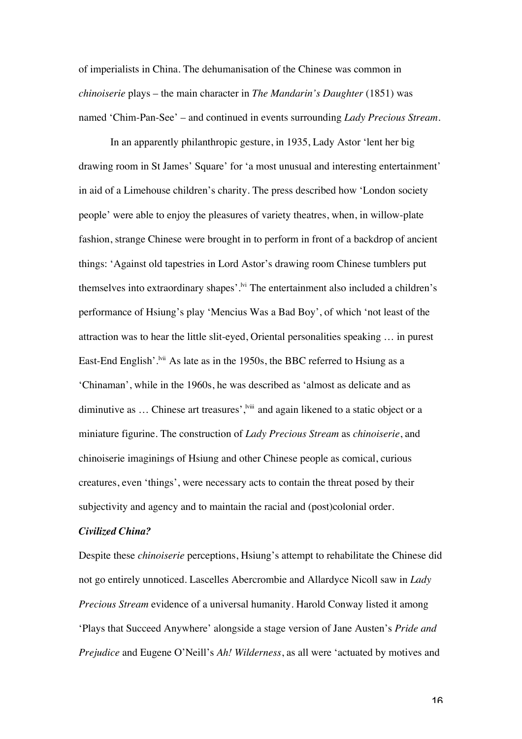of imperialists in China. The dehumanisation of the Chinese was common in *chinoiserie* plays – the main character in *The Mandarin's Daughter* (1851) was named 'Chim-Pan-See' – and continued in events surrounding *Lady Precious Stream*.

In an apparently philanthropic gesture, in 1935, Lady Astor 'lent her big drawing room in St James' Square' for 'a most unusual and interesting entertainment' in aid of a Limehouse children's charity. The press described how 'London society people' were able to enjoy the pleasures of variety theatres, when, in willow-plate fashion, strange Chinese were brought in to perform in front of a backdrop of ancient things: 'Against old tapestries in Lord Astor's drawing room Chinese tumblers put themselves into extraordinary shapes'.[lvi] The entertainment also included a children's performance of Hsiung's play 'Mencius Was a Bad Boy', of which 'not least of the attraction was to hear the little slit-eyed, Oriental personalities speaking … in purest East-End English'.[lvii] As late as in the 1950s, the BBC referred to Hsiung as a 'Chinaman', while in the 1960s, he was described as 'almost as delicate and as diminutive as … Chinese art treasures',[lviii] and again likened to a static object or a miniature figurine. The construction of *Lady Precious Stream* as *chinoiserie*, and chinoiserie imaginings of Hsiung and other Chinese people as comical, curious creatures, even 'things', were necessary acts to contain the threat posed by their subjectivity and agency and to maintain the racial and (post)colonial order.

***Civilized China?***

Despite these *chinoiserie* perceptions, Hsiung's attempt to rehabilitate the Chinese did not go entirely unnoticed. Lascelles Abercrombie and Allardyce Nicoll saw in *Lady Precious Stream* evidence of a universal humanity. Harold Conway listed it among 'Plays that Succeed Anywhere' alongside a stage version of Jane Austen's *Pride and Prejudice* and Eugene O'Neill's *Ah! Wilderness*, as all were 'actuated by motives and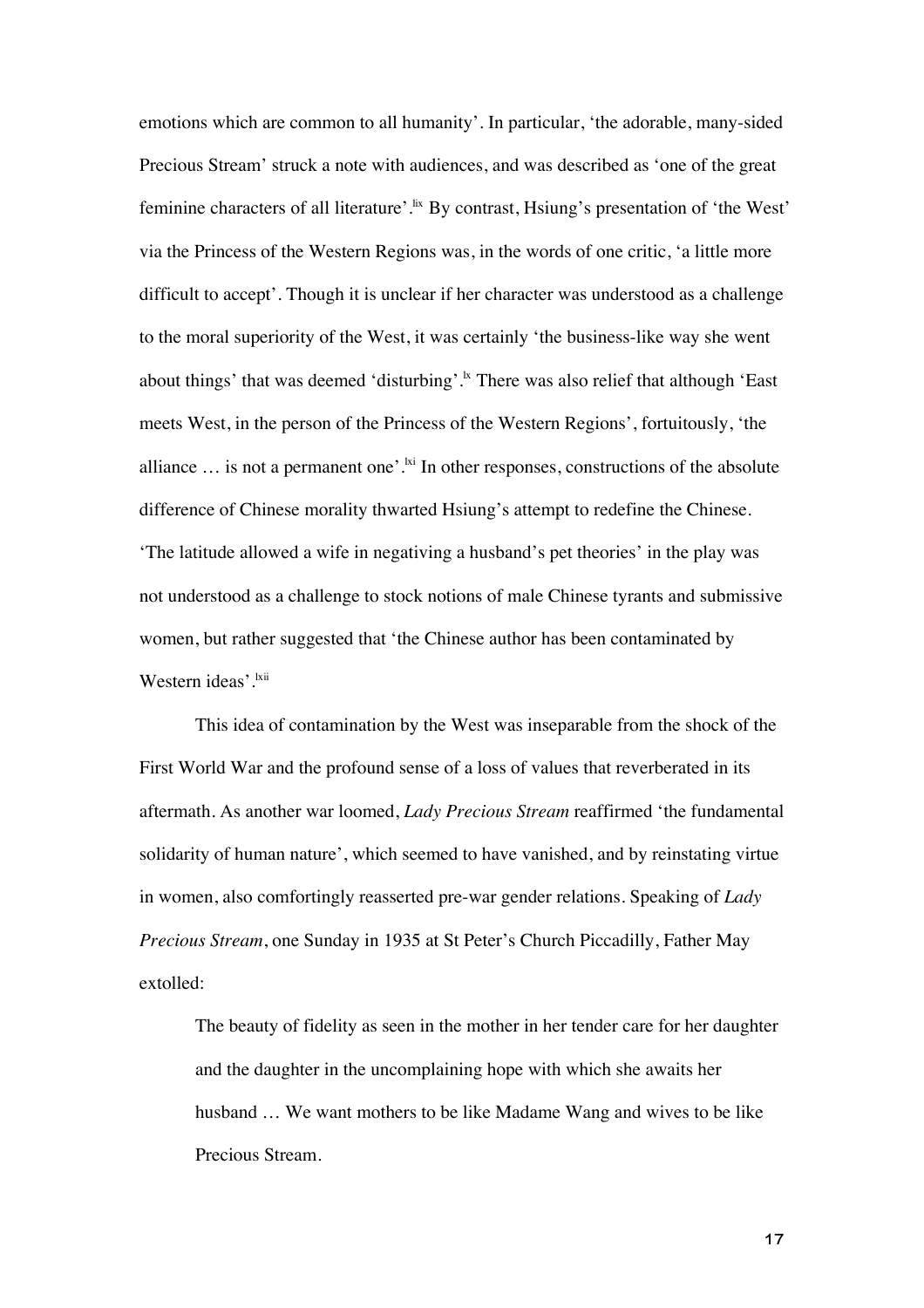emotions which are common to all humanity'. In particular, 'the adorable, many-sided Precious Stream' struck a note with audiences, and was described as 'one of the great feminine characters of all literature'.[lix] By contrast, Hsiung's presentation of 'the West' via the Princess of the Western Regions was, in the words of one critic, 'a little more difficult to accept'. Though it is unclear if her character was understood as a challenge to the moral superiority of the West, it was certainly 'the business-like way she went about things' that was deemed 'disturbing'.[lx] There was also relief that although 'East meets West, in the person of the Princess of the Western Regions', fortuitously, 'the alliance … is not a permanent one'.[lxi] In other responses, constructions of the absolute difference of Chinese morality thwarted Hsiung's attempt to redefine the Chinese. 'The latitude allowed a wife in negativing a husband's pet theories' in the play was not understood as a challenge to stock notions of male Chinese tyrants and submissive women, but rather suggested that 'the Chinese author has been contaminated by Western ideas'.[lxii]

This idea of contamination by the West was inseparable from the shock of the First World War and the profound sense of a loss of values that reverberated in its aftermath. As another war loomed, *Lady Precious Stream* reaffirmed 'the fundamental solidarity of human nature', which seemed to have vanished, and by reinstating virtue in women, also comfortingly reasserted pre-war gender relations. Speaking of *Lady Precious Stream*, one Sunday in 1935 at St Peter's Church Piccadilly, Father May extolled:

> The beauty of fidelity as seen in the mother in her tender care for her daughter and the daughter in the uncomplaining hope with which she awaits her husband … We want mothers to be like Madame Wang and wives to be like Precious Stream.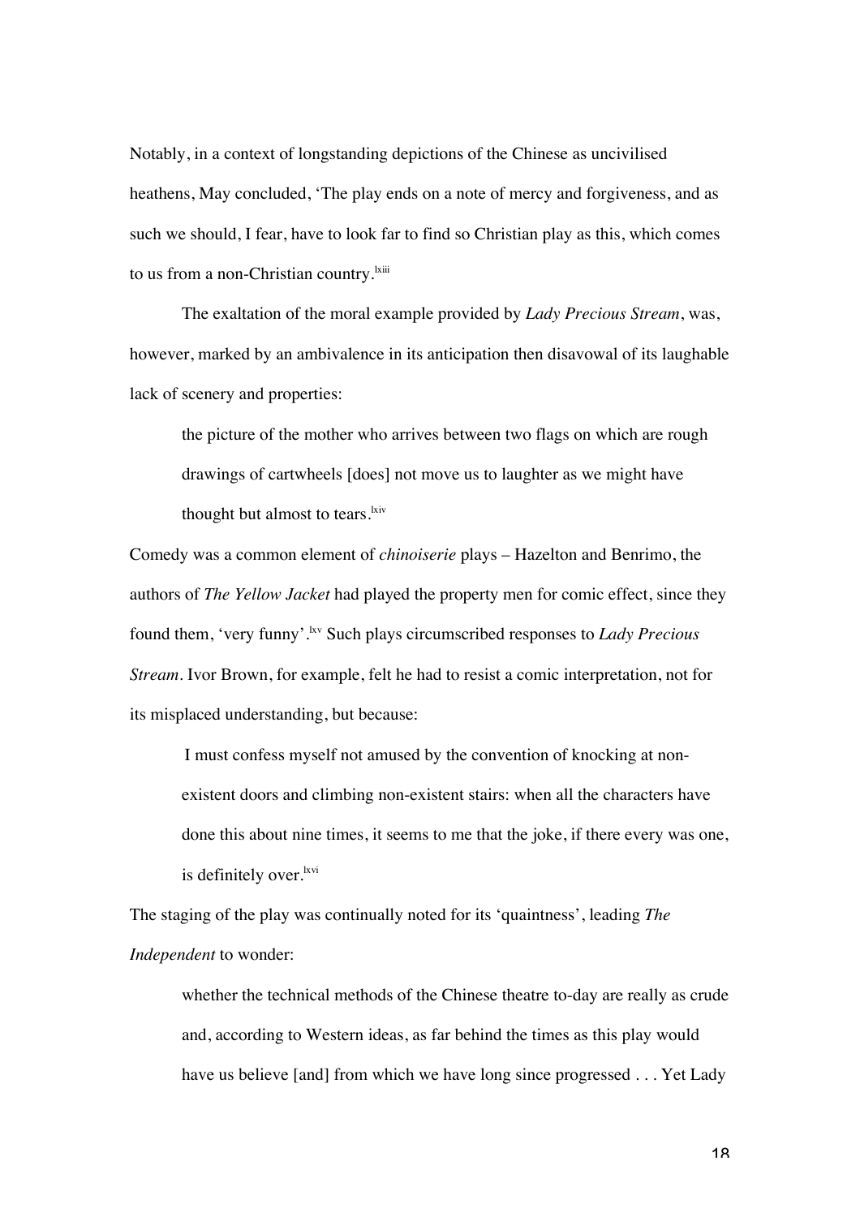Notably, in a context of longstanding depictions of the Chinese as uncivilised heathens, May concluded, 'The play ends on a note of mercy and forgiveness, and as such we should, I fear, have to look far to find so Christian play as this, which comes to us from a non-Christian country.[lxiii]

The exaltation of the moral example provided by *Lady Precious Stream*, was, however, marked by an ambivalence in its anticipation then disavowal of its laughable lack of scenery and properties:

> the picture of the mother who arrives between two flags on which are rough drawings of cartwheels [does] not move us to laughter as we might have thought but almost to tears.[lxiv]

Comedy was a common element of *chinoiserie* plays – Hazelton and Benrimo, the authors of *The Yellow Jacket* had played the property men for comic effect, since they found them, 'very funny'.[lxv] Such plays circumscribed responses to *Lady Precious Stream*. Ivor Brown, for example, felt he had to resist a comic interpretation, not for its misplaced understanding, but because:

> I must confess myself not amused by the convention of knocking at non-existent doors and climbing non-existent stairs: when all the characters have done this about nine times, it seems to me that the joke, if there every was one, is definitely over.[lxvi]

The staging of the play was continually noted for its 'quaintness', leading *The Independent* to wonder:

> whether the technical methods of the Chinese theatre to-day are really as crude and, according to Western ideas, as far behind the times as this play would have us believe [and] from which we have long since progressed . . . Yet Lady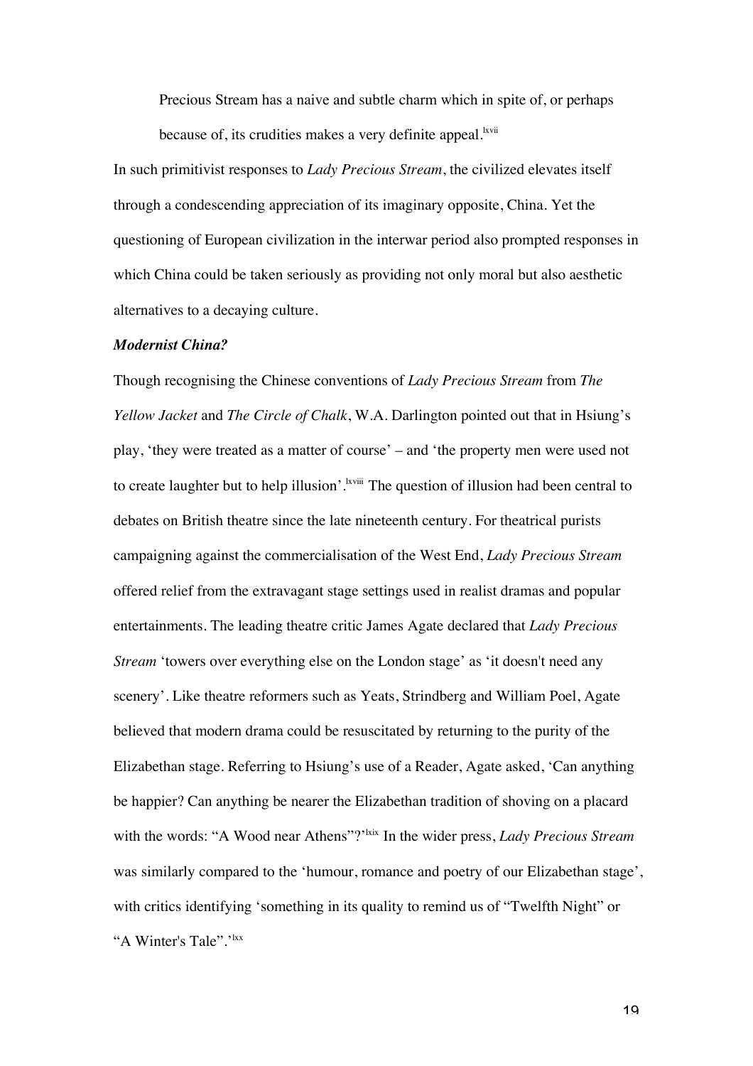> Precious Stream has a naive and subtle charm which in spite of, or perhaps because of, its crudities makes a very definite appeal.[lxvii]

In such primitivist responses to *Lady Precious Stream*, the civilized elevates itself through a condescending appreciation of its imaginary opposite, China. Yet the questioning of European civilization in the interwar period also prompted responses in which China could be taken seriously as providing not only moral but also aesthetic alternatives to a decaying culture.

***Modernist China?***

Though recognising the Chinese conventions of *Lady Precious Stream* from *The Yellow Jacket* and *The Circle of Chalk*, W.A. Darlington pointed out that in Hsiung's play, 'they were treated as a matter of course' – and 'the property men were used not to create laughter but to help illusion'.[lxviii] The question of illusion had been central to debates on British theatre since the late nineteenth century. For theatrical purists campaigning against the commercialisation of the West End, *Lady Precious Stream* offered relief from the extravagant stage settings used in realist dramas and popular entertainments. The leading theatre critic James Agate declared that *Lady Precious Stream* 'towers over everything else on the London stage' as 'it doesn't need any scenery'. Like theatre reformers such as Yeats, Strindberg and William Poel, Agate believed that modern drama could be resuscitated by returning to the purity of the Elizabethan stage. Referring to Hsiung's use of a Reader, Agate asked, 'Can anything be happier? Can anything be nearer the Elizabethan tradition of shoving on a placard with the words: "A Wood near Athens"?'[lxix] In the wider press, *Lady Precious Stream* was similarly compared to the 'humour, romance and poetry of our Elizabethan stage', with critics identifying 'something in its quality to remind us of "Twelfth Night" or "A Winter's Tale".'[lxx]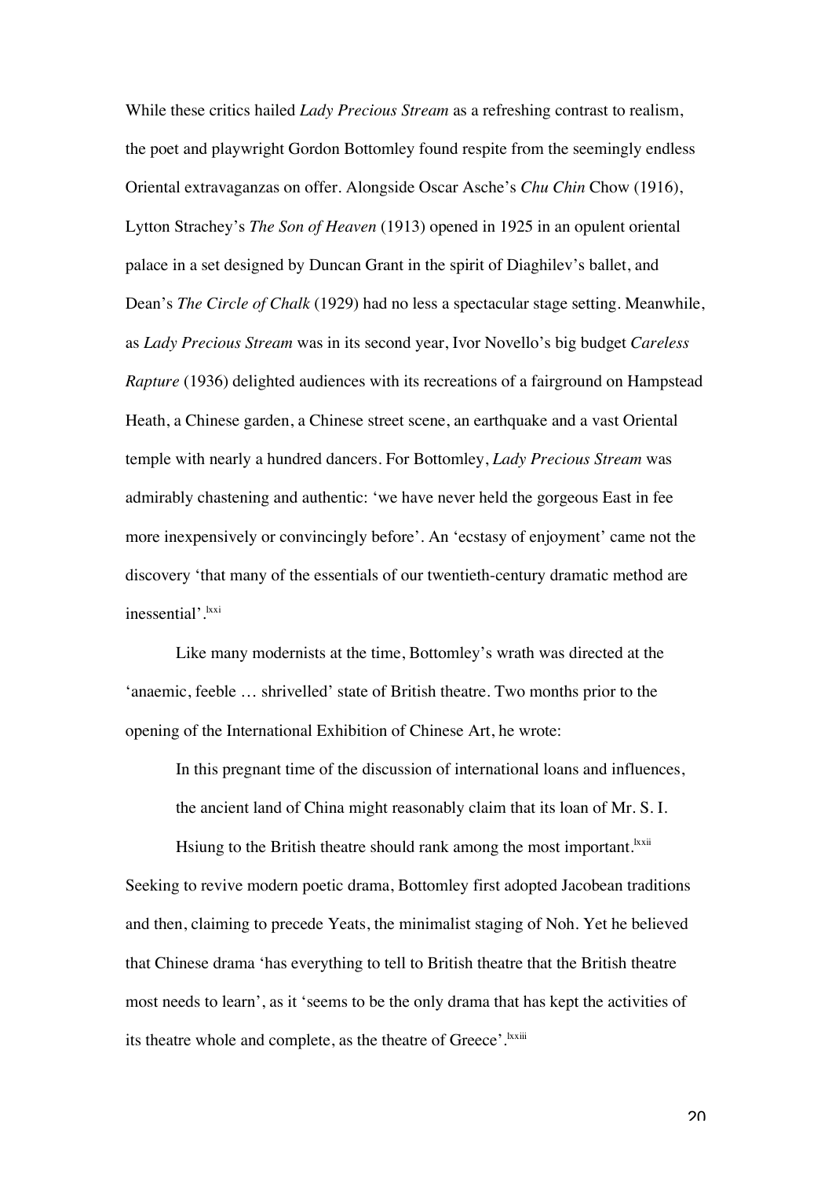While these critics hailed *Lady Precious Stream* as a refreshing contrast to realism, the poet and playwright Gordon Bottomley found respite from the seemingly endless Oriental extravaganzas on offer. Alongside Oscar Asche's *Chu Chin* Chow (1916), Lytton Strachey's *The Son of Heaven* (1913) opened in 1925 in an opulent oriental palace in a set designed by Duncan Grant in the spirit of Diaghilev's ballet, and Dean's *The Circle of Chalk* (1929) had no less a spectacular stage setting. Meanwhile, as *Lady Precious Stream* was in its second year, Ivor Novello's big budget *Careless Rapture* (1936) delighted audiences with its recreations of a fairground on Hampstead Heath, a Chinese garden, a Chinese street scene, an earthquake and a vast Oriental temple with nearly a hundred dancers. For Bottomley, *Lady Precious Stream* was admirably chastening and authentic: 'we have never held the gorgeous East in fee more inexpensively or convincingly before'. An 'ecstasy of enjoyment' came not the discovery 'that many of the essentials of our twentieth-century dramatic method are inessential'.[lxxi]

Like many modernists at the time, Bottomley's wrath was directed at the 'anaemic, feeble … shrivelled' state of British theatre. Two months prior to the opening of the International Exhibition of Chinese Art, he wrote:

> In this pregnant time of the discussion of international loans and influences, the ancient land of China might reasonably claim that its loan of Mr. S. I. Hsiung to the British theatre should rank among the most important.[lxxii]

Seeking to revive modern poetic drama, Bottomley first adopted Jacobean traditions and then, claiming to precede Yeats, the minimalist staging of Noh. Yet he believed that Chinese drama 'has everything to tell to British theatre that the British theatre most needs to learn', as it 'seems to be the only drama that has kept the activities of its theatre whole and complete, as the theatre of Greece'.[lxxiii]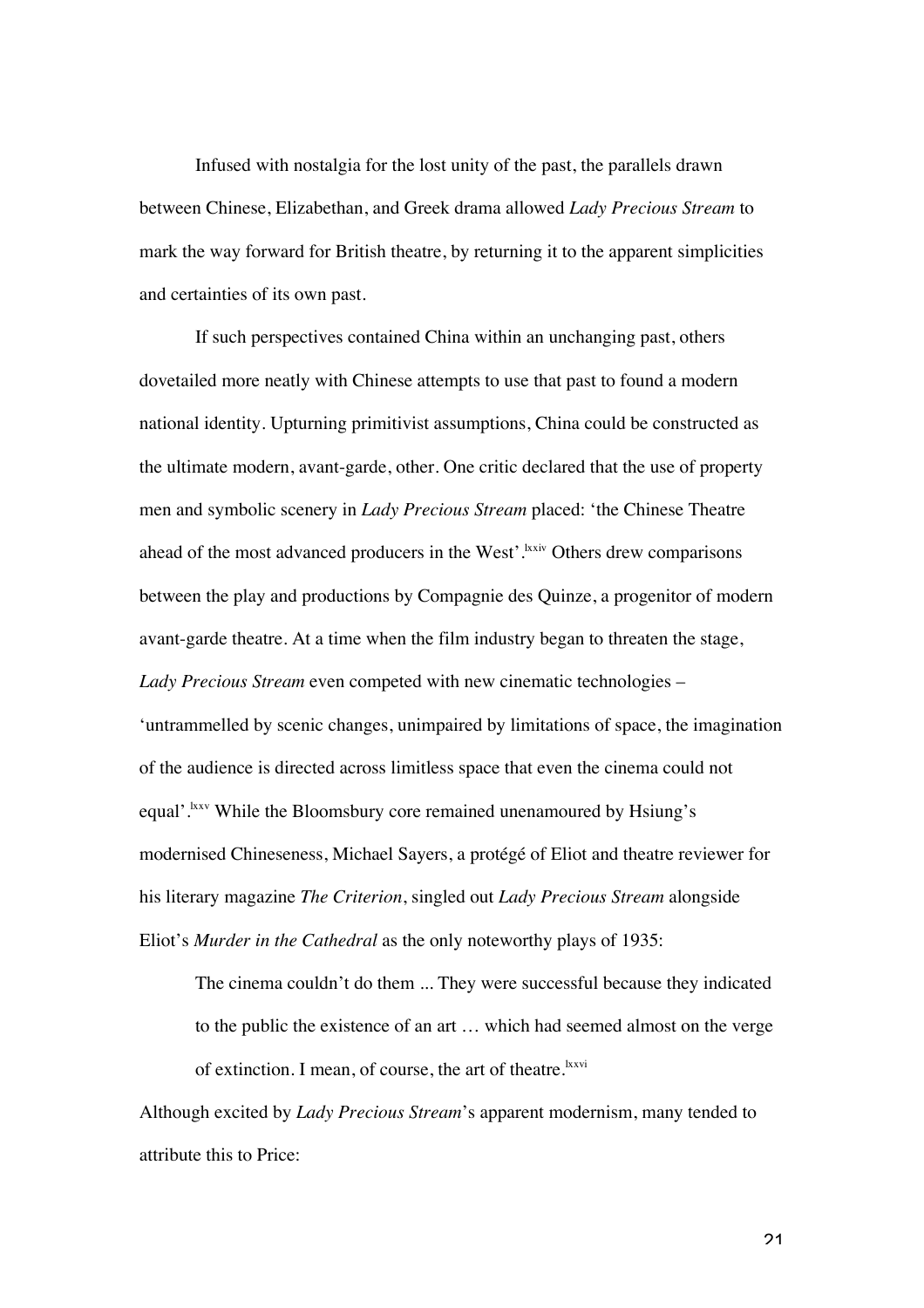Infused with nostalgia for the lost unity of the past, the parallels drawn between Chinese, Elizabethan, and Greek drama allowed *Lady Precious Stream* to mark the way forward for British theatre, by returning it to the apparent simplicities and certainties of its own past.

If such perspectives contained China within an unchanging past, others dovetailed more neatly with Chinese attempts to use that past to found a modern national identity. Upturning primitivist assumptions, China could be constructed as the ultimate modern, avant-garde, other. One critic declared that the use of property men and symbolic scenery in *Lady Precious Stream* placed: 'the Chinese Theatre ahead of the most advanced producers in the West'.[lxxiv] Others drew comparisons between the play and productions by Compagnie des Quinze, a progenitor of modern avant-garde theatre. At a time when the film industry began to threaten the stage, *Lady Precious Stream* even competed with new cinematic technologies – 'untrammelled by scenic changes, unimpaired by limitations of space, the imagination of the audience is directed across limitless space that even the cinema could not equal'.[lxxv] While the Bloomsbury core remained unenamoured by Hsiung's modernised Chineseness, Michael Sayers, a protégé of Eliot and theatre reviewer for his literary magazine *The Criterion*, singled out *Lady Precious Stream* alongside Eliot's *Murder in the Cathedral* as the only noteworthy plays of 1935:

> The cinema couldn't do them ... They were successful because they indicated to the public the existence of an art … which had seemed almost on the verge of extinction. I mean, of course, the art of theatre.[lxxvi]

Although excited by *Lady Precious Stream*'s apparent modernism, many tended to attribute this to Price: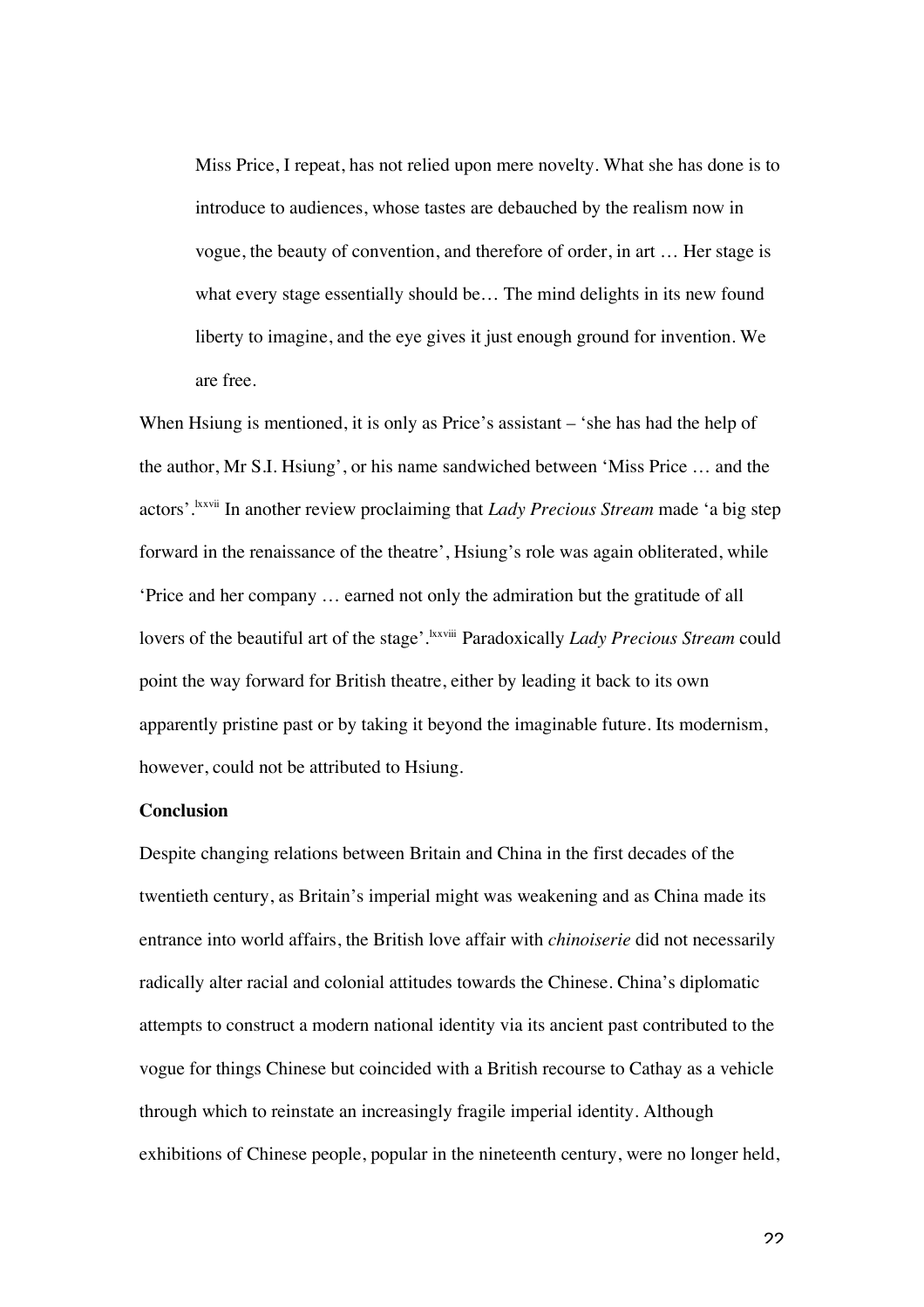> Miss Price, I repeat, has not relied upon mere novelty. What she has done is to introduce to audiences, whose tastes are debauched by the realism now in vogue, the beauty of convention, and therefore of order, in art … Her stage is what every stage essentially should be… The mind delights in its new found liberty to imagine, and the eye gives it just enough ground for invention. We are free.

When Hsiung is mentioned, it is only as Price's assistant – 'she has had the help of the author, Mr S.I. Hsiung', or his name sandwiched between 'Miss Price … and the actors'.[lxxvii] In another review proclaiming that *Lady Precious Stream* made 'a big step forward in the renaissance of the theatre', Hsiung's role was again obliterated, while 'Price and her company … earned not only the admiration but the gratitude of all lovers of the beautiful art of the stage'.[lxxviii] Paradoxically *Lady Precious Stream* could point the way forward for British theatre, either by leading it back to its own apparently pristine past or by taking it beyond the imaginable future. Its modernism, however, could not be attributed to Hsiung.

**Conclusion**

Despite changing relations between Britain and China in the first decades of the twentieth century, as Britain's imperial might was weakening and as China made its entrance into world affairs, the British love affair with *chinoiserie* did not necessarily radically alter racial and colonial attitudes towards the Chinese. China's diplomatic attempts to construct a modern national identity via its ancient past contributed to the vogue for things Chinese but coincided with a British recourse to Cathay as a vehicle through which to reinstate an increasingly fragile imperial identity. Although exhibitions of Chinese people, popular in the nineteenth century, were no longer held,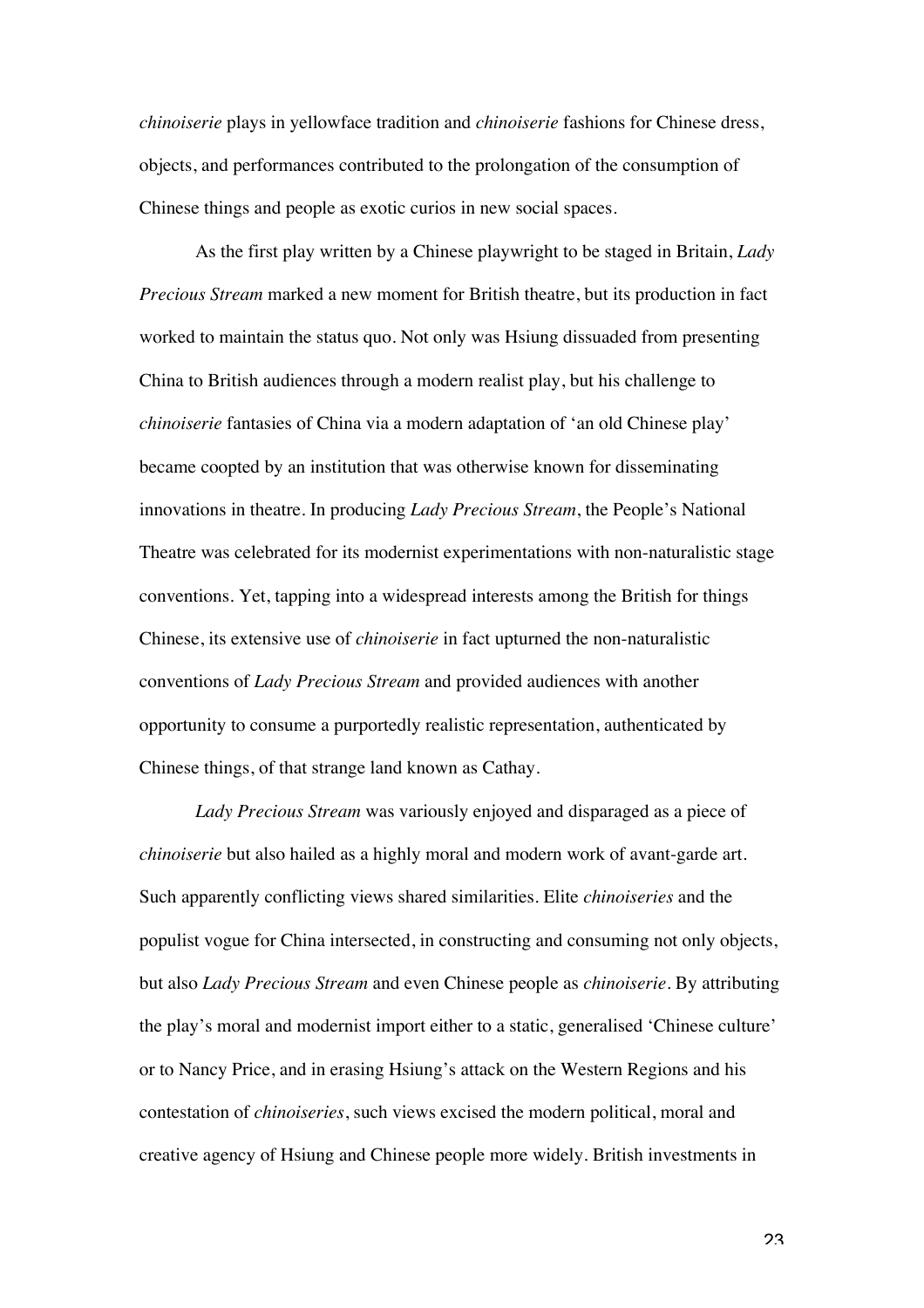*chinoiserie* plays in yellowface tradition and *chinoiserie* fashions for Chinese dress, objects, and performances contributed to the prolongation of the consumption of Chinese things and people as exotic curios in new social spaces.

As the first play written by a Chinese playwright to be staged in Britain, *Lady Precious Stream* marked a new moment for British theatre, but its production in fact worked to maintain the status quo. Not only was Hsiung dissuaded from presenting China to British audiences through a modern realist play, but his challenge to *chinoiserie* fantasies of China via a modern adaptation of 'an old Chinese play' became coopted by an institution that was otherwise known for disseminating innovations in theatre. In producing *Lady Precious Stream*, the People's National Theatre was celebrated for its modernist experimentations with non-naturalistic stage conventions. Yet, tapping into a widespread interests among the British for things Chinese, its extensive use of *chinoiserie* in fact upturned the non-naturalistic conventions of *Lady Precious Stream* and provided audiences with another opportunity to consume a purportedly realistic representation, authenticated by Chinese things, of that strange land known as Cathay.

*Lady Precious Stream* was variously enjoyed and disparaged as a piece of *chinoiserie* but also hailed as a highly moral and modern work of avant-garde art. Such apparently conflicting views shared similarities. Elite *chinoiseries* and the populist vogue for China intersected, in constructing and consuming not only objects, but also *Lady Precious Stream* and even Chinese people as *chinoiserie*. By attributing the play's moral and modernist import either to a static, generalised 'Chinese culture' or to Nancy Price, and in erasing Hsiung's attack on the Western Regions and his contestation of *chinoiseries*, such views excised the modern political, moral and creative agency of Hsiung and Chinese people more widely. British investments in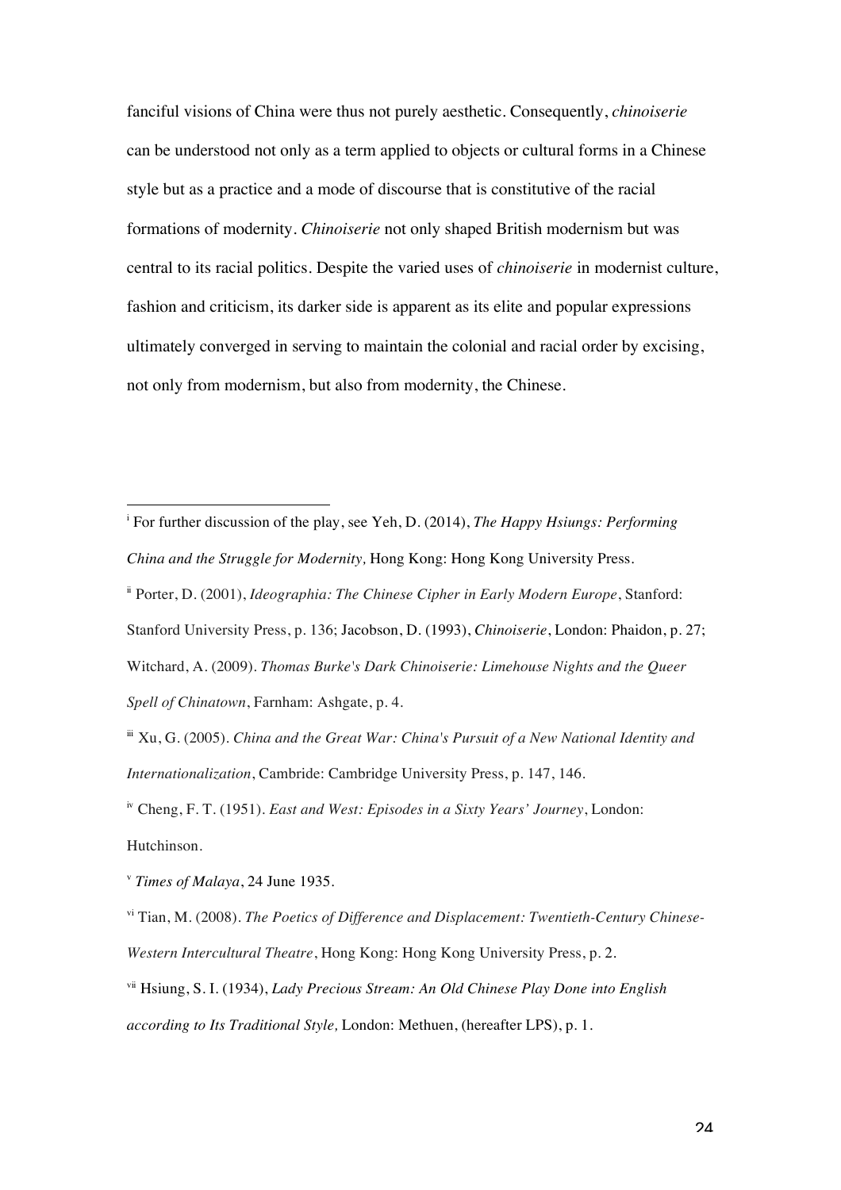fanciful visions of China were thus not purely aesthetic. Consequently, *chinoiserie* can be understood not only as a term applied to objects or cultural forms in a Chinese style but as a practice and a mode of discourse that is constitutive of the racial formations of modernity. *Chinoiserie* not only shaped British modernism but was central to its racial politics. Despite the varied uses of *chinoiserie* in modernist culture, fashion and criticism, its darker side is apparent as its elite and popular expressions ultimately converged in serving to maintain the colonial and racial order by excising, not only from modernism, but also from modernity, the Chinese.

---

[i] For further discussion of the play, see Yeh, D. (2014), *The Happy Hsiungs: Performing China and the Struggle for Modernity,* Hong Kong: Hong Kong University Press.

[ii] Porter, D. (2001), *Ideographia: The Chinese Cipher in Early Modern Europe*, Stanford: Stanford University Press, p. 136; Jacobson, D. (1993), *Chinoiserie*, London: Phaidon, p. 27; Witchard, A. (2009). *Thomas Burke's Dark Chinoiserie: Limehouse Nights and the Queer Spell of Chinatown*, Farnham: Ashgate, p. 4.

[iii] Xu, G. (2005). *China and the Great War: China's Pursuit of a New National Identity and Internationalization*, Cambridge: Cambridge University Press, p. 147, 146.

[iv] Cheng, F. T. (1951). *East and West: Episodes in a Sixty Years' Journey*, London: Hutchinson.

[v] *Times of Malaya*, 24 June 1935.

[vi] Tian, M. (2008). *The Poetics of Difference and Displacement: Twentieth-Century Chinese-Western Intercultural Theatre*, Hong Kong: Hong Kong University Press, p. 2.

[vii] Hsiung, S. I. (1934), *Lady Precious Stream: An Old Chinese Play Done into English according to Its Traditional Style,* London: Methuen, (hereafter LPS), p. 1.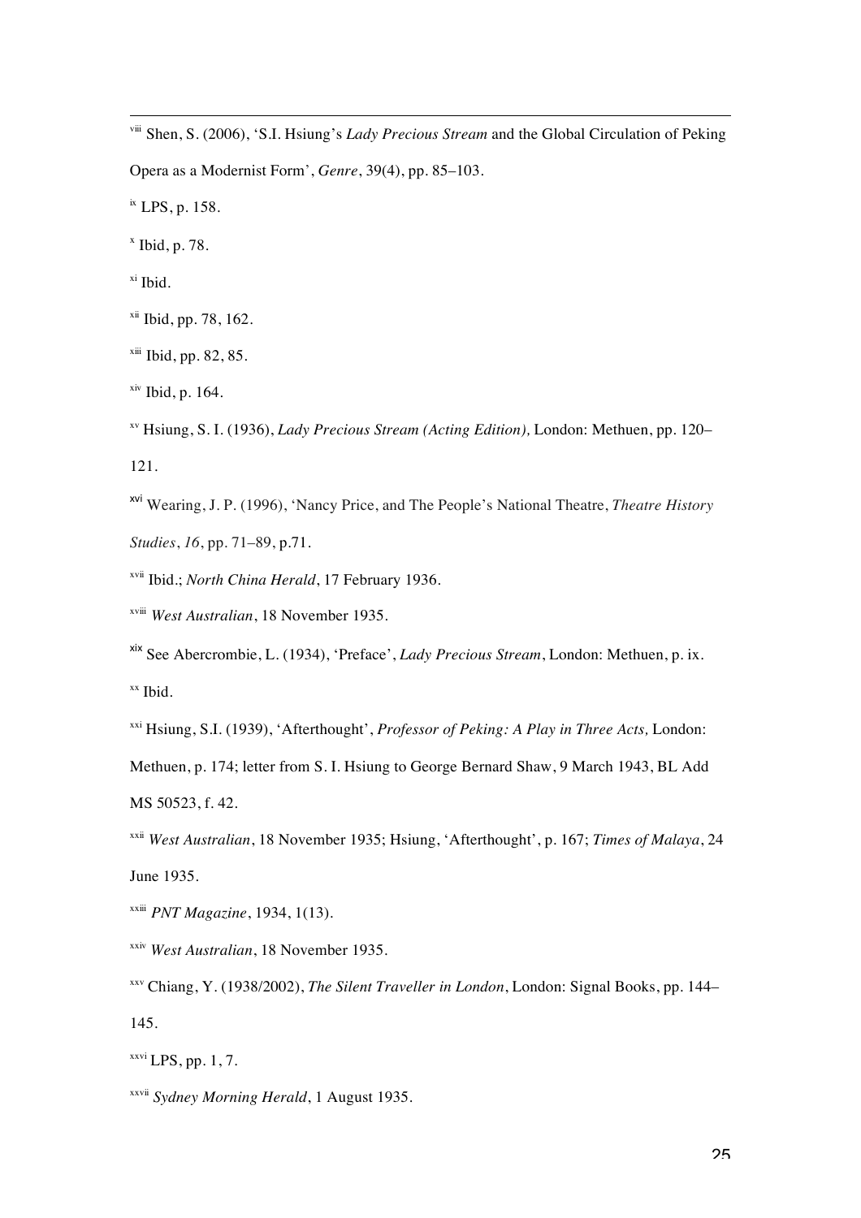[viii] Shen, S. (2006), 'S.I. Hsiung's *Lady Precious Stream* and the Global Circulation of Peking Opera as a Modernist Form', *Genre*, 39(4), pp. 85–103.

[ix] LPS, p. 158.

[x] Ibid, p. 78.

[xi] Ibid.

[xii] Ibid, pp. 78, 162.

[xiii] Ibid, pp. 82, 85.

[xiv] Ibid, p. 164.

[xv] Hsiung, S. I. (1936), *Lady Precious Stream (Acting Edition),* London: Methuen, pp. 120–121.

[xvi] Wearing, J. P. (1996), 'Nancy Price, and The People's National Theatre, *Theatre History Studies*, *16*, pp. 71–89, p.71.

[xvii] Ibid.; *North China Herald*, 17 February 1936.

[xviii] *West Australian*, 18 November 1935.

[xix] See Abercrombie, L. (1934), 'Preface', *Lady Precious Stream*, London: Methuen, p. ix.

[xx] Ibid.

[xxi] Hsiung, S.I. (1939), 'Afterthought', *Professor of Peking: A Play in Three Acts,* London: Methuen, p. 174; letter from S. I. Hsiung to George Bernard Shaw, 9 March 1943, BL Add MS 50523, f. 42.

[xxii] *West Australian*, 18 November 1935; Hsiung, 'Afterthought', p. 167; *Times of Malaya*, 24 June 1935.

[xxiii] *PNT Magazine*, 1934, 1(13).

[xxiv] *West Australian*, 18 November 1935.

[xxv] Chiang, Y. (1938/2002), *The Silent Traveller in London*, London: Signal Books, pp. 144–145.

[xxvi] LPS, pp. 1, 7.

[xxvii] *Sydney Morning Herald*, 1 August 1935.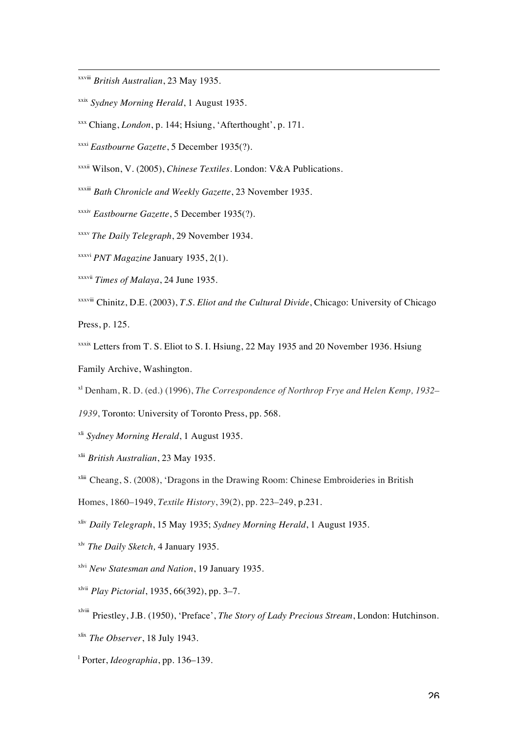[xxviii] *British Australian*, 23 May 1935.

[xxix] *Sydney Morning Herald*, 1 August 1935.

[xxx] Chiang, *London*, p. 144; Hsiung, 'Afterthought', p. 171.

[xxxi] *Eastbourne Gazette*, 5 December 1935(?).

[xxxii] Wilson, V. (2005), *Chinese Textiles*. London: V&A Publications.

[xxxiii] *Bath Chronicle and Weekly Gazette*, 23 November 1935.

[xxxiv] *Eastbourne Gazette*, 5 December 1935(?).

[xxxv] *The Daily Telegraph*, 29 November 1934.

[xxxvi] *PNT Magazine* January 1935, 2(1).

[xxxvii] *Times of Malaya*, 24 June 1935.

[xxxviii] Chinitz, D.E. (2003), *T.S. Eliot and the Cultural Divide*, Chicago: University of Chicago Press, p. 125.

[xxxix] Letters from T. S. Eliot to S. I. Hsiung, 22 May 1935 and 20 November 1936. Hsiung Family Archive, Washington.

[xl] Denham, R. D. (ed.) (1996), *The Correspondence of Northrop Frye and Helen Kemp, 1932–1939*, Toronto: University of Toronto Press, pp. 568.

[xli] *Sydney Morning Herald*, 1 August 1935.

[xlii] *British Australian*, 23 May 1935.

[xliii] Cheang, S. (2008), 'Dragons in the Drawing Room: Chinese Embroideries in British Homes, 1860–1949, *Textile History*, 39(2), pp. 223–249, p.231.

[xliv] *Daily Telegraph*, 15 May 1935; *Sydney Morning Herald*, 1 August 1935.

[xlv] *The Daily Sketch,* 4 January 1935.

[xlvi] *New Statesman and Nation*, 19 January 1935.

[xlvii] *Play Pictorial*, 1935, 66(392), pp. 3–7.

[xlviii] Priestley, J.B. (1950), 'Preface', *The Story of Lady Precious Stream*, London: Hutchinson.

[xlix] *The Observer*, 18 July 1943.

[l] Porter, *Ideographia*, pp. 136–139.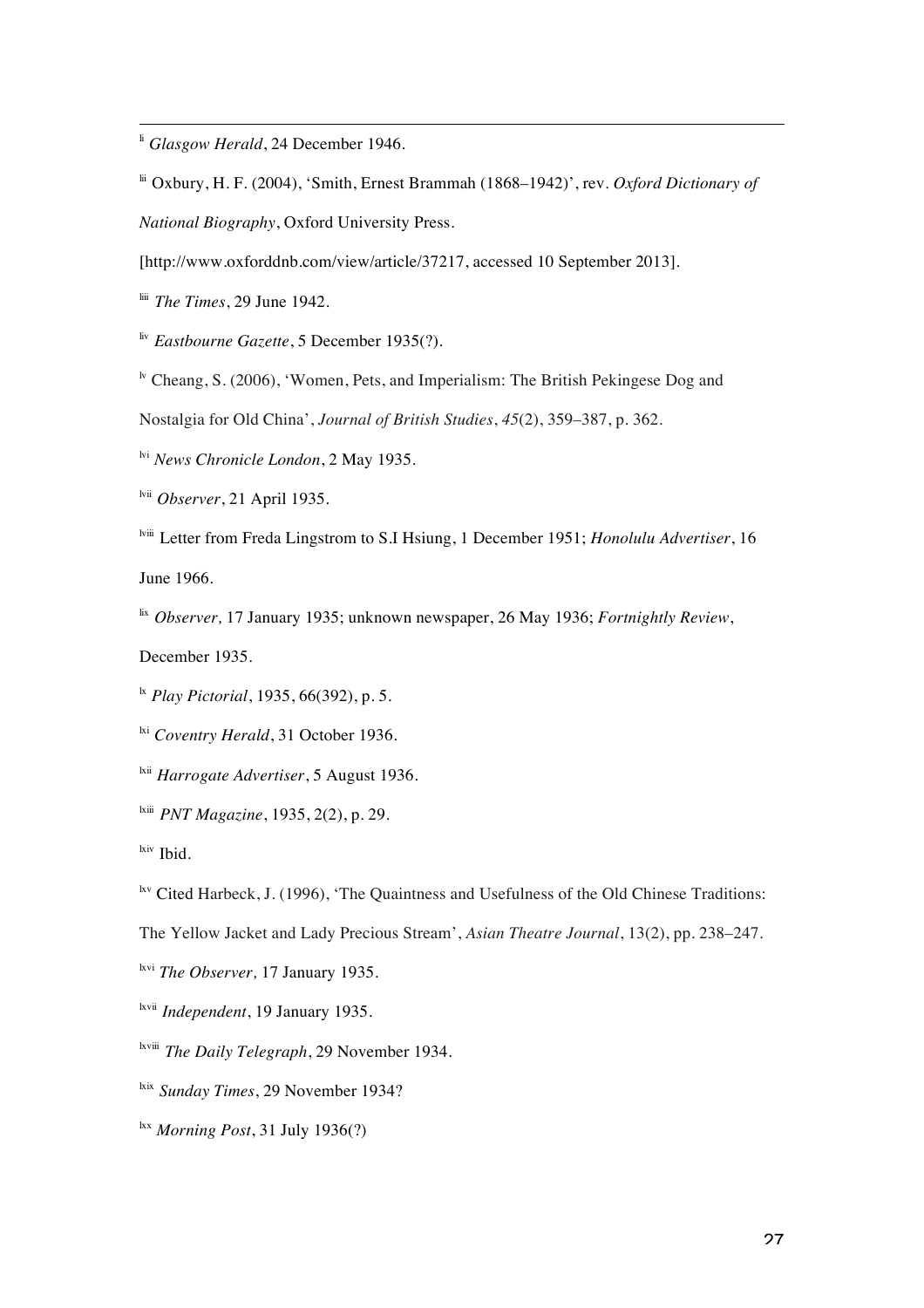[li] *Glasgow Herald*, 24 December 1946.

[lii] Oxbury, H. F. (2004), 'Smith, Ernest Brammah (1868–1942)', rev. *Oxford Dictionary of National Biography*, Oxford University Press.

[http://www.oxforddnb.com/view/article/37217, accessed 10 September 2013].

[liii] *The Times*, 29 June 1942.

[liv] *Eastbourne Gazette*, 5 December 1935(?).

[lv] Cheang, S. (2006), 'Women, Pets, and Imperialism: The British Pekingese Dog and Nostalgia for Old China', *Journal of British Studies*, *45*(2), 359–387, p. 362.

[lvi] *News Chronicle London*, 2 May 1935.

[lvii] *Observer*, 21 April 1935.

[lviii] Letter from Freda Lingstrom to S.I Hsiung, 1 December 1951; *Honolulu Advertiser*, 16 June 1966.

[lix] *Observer,* 17 January 1935; unknown newspaper, 26 May 1936; *Fortnightly Review*, December 1935.

[lx] *Play Pictorial*, 1935, 66(392), p. 5.

[lxi] *Coventry Herald*, 31 October 1936.

[lxii] *Harrogate Advertiser*, 5 August 1936.

[lxiii] *PNT Magazine*, 1935, 2(2), p. 29.

[lxiv] Ibid.

[lxv] Cited Harbeck, J. (1996), 'The Quaintness and Usefulness of the Old Chinese Traditions: The Yellow Jacket and Lady Precious Stream', *Asian Theatre Journal*, 13(2), pp. 238–247.

[lxvi] *The Observer,* 17 January 1935.

[lxvii] *Independent*, 19 January 1935.

[lxviii] *The Daily Telegraph*, 29 November 1934.

[lxix] *Sunday Times*, 29 November 1934?

[lxx] *Morning Post*, 31 July 1936(?)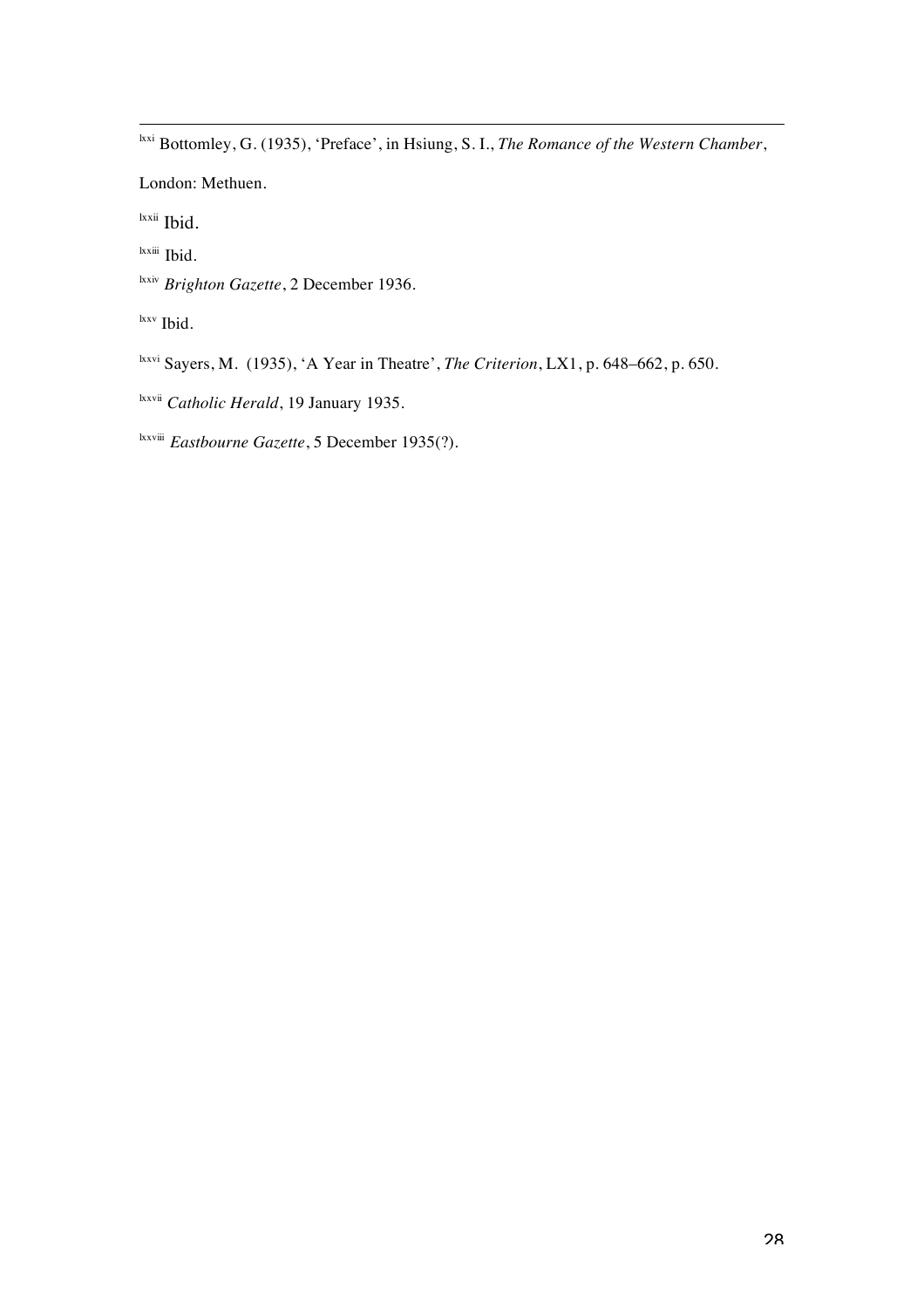[lxxi] Bottomley, G. (1935), 'Preface', in Hsiung, S. I., *The Romance of the Western Chamber*, London: Methuen.

[lxxii] Ibid.

[lxxiii] Ibid.

[lxxiv] *Brighton Gazette*, 2 December 1936.

[lxxv] Ibid.

[lxxvi] Sayers, M. (1935), 'A Year in Theatre', *The Criterion*, LX1, p. 648–662, p. 650.

[lxxvii] *Catholic Herald*, 19 January 1935.

[lxxviii] *Eastbourne Gazette*, 5 December 1935(?).